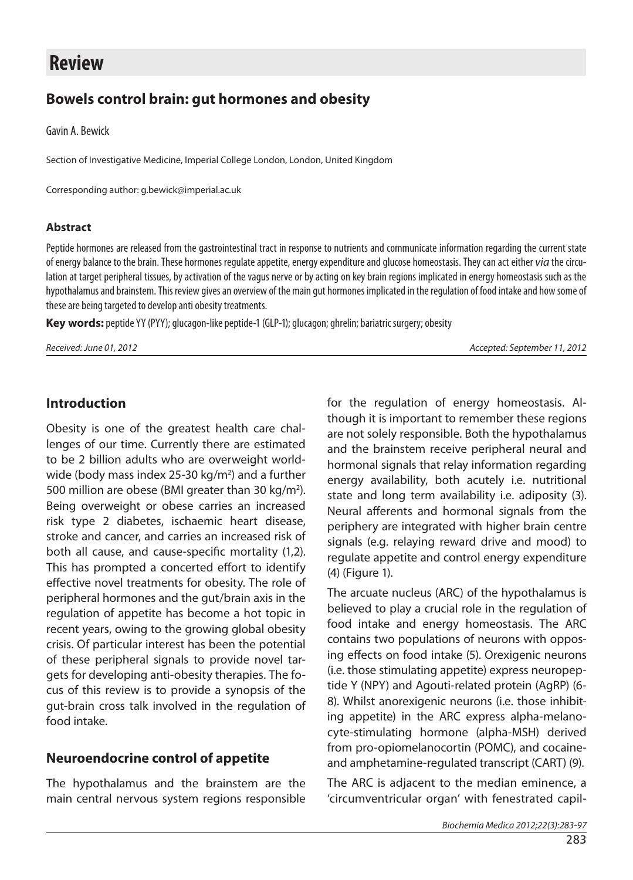# Review

## Bowels control brain: gut hormones and obesity

Gavin A. Bewick

Section of Investigative Medicine, Imperial College London, London, United Kingdom

Corresponding author: g.bewick@imperial.ac.uk

#### Abstract

Peptide hormones are released from the gastrointestinal tract in response to nutrients and communicate information regarding the current state of energy balance to the brain. These hormones regulate appetite, energy expenditure and glucose homeostasis. They can act either *via* the circulation at target peripheral tissues, by activation of the vagus nerve or by acting on key brain regions implicated in energy homeostasis such as the hypothalamus and brainstem. This review gives an overview of the main gut hormones implicated in the regulation of food intake and how some of these are being targeted to develop anti obesity treatments.

**Key words:** peptide YY (PYY); glucagon-like peptide-1 (GLP-1); glucagon; ghrelin; bariatric surgery; obesity

*Received: June 01, 2012* *Accepted: September 11, 2012*

## Introduction

Obesity is one of the greatest health care challenges of our time. Currently there are estimated to be 2 billion adults who are overweight worldwide (body mass index 25-30 kg/$m^2$) and a further 500 million are obese (BMI greater than 30 kg/$m^2$). Being overweight or obese carries an increased risk type 2 diabetes, ischaemic heart disease, stroke and cancer, and carries an increased risk of both all cause, and cause-specific mortality (1,2). This has prompted a concerted effort to identify effective novel treatments for obesity. The role of peripheral hormones and the gut/brain axis in the regulation of appetite has become a hot topic in recent years, owing to the growing global obesity crisis. Of particular interest has been the potential of these peripheral signals to provide novel targets for developing anti-obesity therapies. The focus of this review is to provide a synopsis of the gut-brain cross talk involved in the regulation of food intake.

## Neuroendocrine control of appetite

The hypothalamus and the brainstem are the main central nervous system regions responsible for the regulation of energy homeostasis. Although it is important to remember these regions are not solely responsible. Both the hypothalamus and the brainstem receive peripheral neural and hormonal signals that relay information regarding energy availability, both acutely i.e. nutritional state and long term availability i.e. adiposity (3). Neural afferents and hormonal signals from the periphery are integrated with higher brain centre signals (e.g. relaying reward drive and mood) to regulate appetite and control energy expenditure (4) (Figure 1).

The arcuate nucleus (ARC) of the hypothalamus is believed to play a crucial role in the regulation of food intake and energy homeostasis. The ARC contains two populations of neurons with opposing effects on food intake (5). Orexigenic neurons (i.e. those stimulating appetite) express neuropeptide Y (NPY) and Agouti-related protein (AgRP) (6-8). Whilst anorexigenic neurons (i.e. those inhibiting appetite) in the ARC express alpha-melanocyte-stimulating hormone (alpha-MSH) derived from pro-opiomelanocortin (POMC), and cocaine- and amphetamine-regulated transcript (CART) (9).

The ARC is adjacent to the median eminence, a 'circumventricular organ' with fenestrated capil-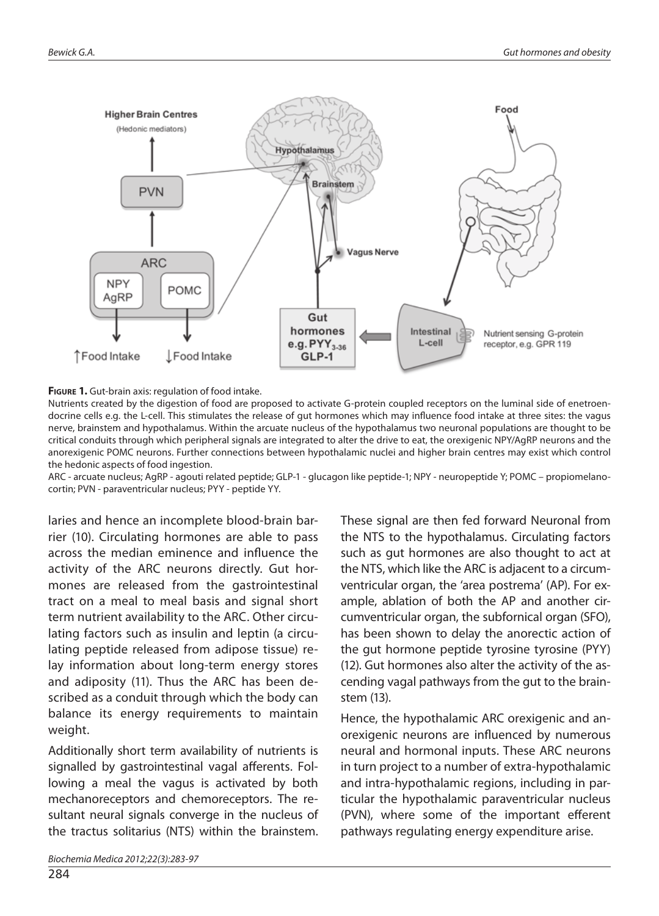**Figure 1.** Gut-brain axis: regulation of food intake.

Nutrients created by the digestion of food are proposed to activate G-protein coupled receptors on the luminal side of enetroendocrine cells e.g. the L-cell. This stimulates the release of gut hormones which may influence food intake at three sites: the vagus nerve, brainstem and hypothalamus. Within the arcuate nucleus of the hypothalamus two neuronal populations are thought to be critical conduits through which peripheral signals are integrated to alter the drive to eat, the orexigenic NPY/AgRP neurons and the anorexigenic POMC neurons. Further connections between hypothalamic nuclei and higher brain centres may exist which control the hedonic aspects of food ingestion.

ARC - arcuate nucleus; AgRP - agouti related peptide; GLP-1 - glucagon like peptide-1; NPY - neuropeptide Y; POMC – propiomelanocortin; PVN - paraventricular nucleus; PYY - peptide YY.

laries and hence an incomplete blood-brain barrier (10). Circulating hormones are able to pass across the median eminence and influence the activity of the ARC neurons directly. Gut hormones are released from the gastrointestinal tract on a meal to meal basis and signal short term nutrient availability to the ARC. Other circulating factors such as insulin and leptin (a circulating peptide released from adipose tissue) relay information about long-term energy stores and adiposity (11). Thus the ARC has been described as a conduit through which the body can balance its energy requirements to maintain weight.

Additionally short term availability of nutrients is signalled by gastrointestinal vagal afferents. Following a meal the vagus is activated by both mechanoreceptors and chemoreceptors. The resultant neural signals converge in the nucleus of the tractus solitarius (NTS) within the brainstem. These signal are then fed forward Neuronal from the NTS to the hypothalamus. Circulating factors such as gut hormones are also thought to act at the NTS, which like the ARC is adjacent to a circumventricular organ, the 'area postrema' (AP). For example, ablation of both the AP and another circumventricular organ, the subfornical organ (SFO), has been shown to delay the anorectic action of the gut hormone peptide tyrosine tyrosine (PYY) (12). Gut hormones also alter the activity of the ascending vagal pathways from the gut to the brainstem (13).

Hence, the hypothalamic ARC orexigenic and anorexigenic neurons are influenced by numerous neural and hormonal inputs. These ARC neurons in turn project to a number of extra-hypothalamic and intra-hypothalamic regions, including in particular the hypothalamic paraventricular nucleus (PVN), where some of the important efferent pathways regulating energy expenditure arise.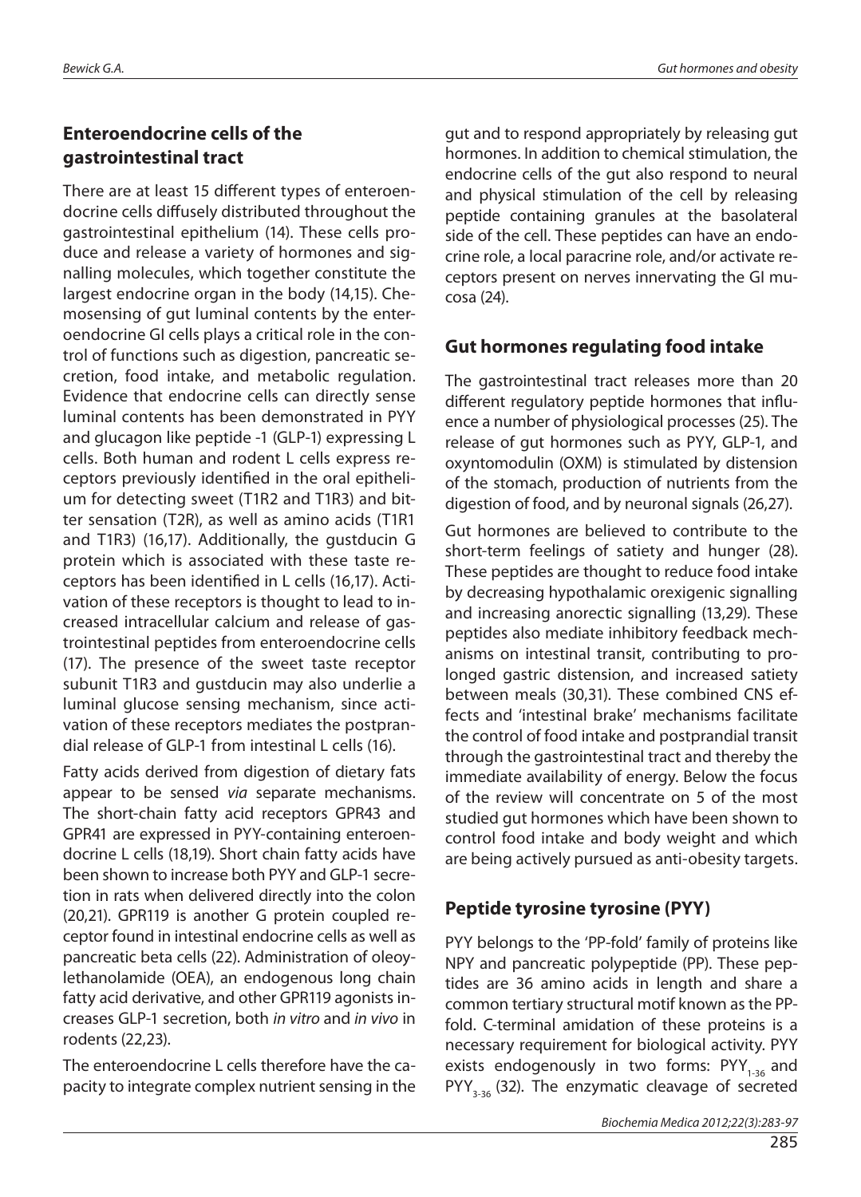## Enteroendocrine cells of the gastrointestinal tract

There are at least 15 different types of enteroendocrine cells diffusely distributed throughout the gastrointestinal epithelium (14). These cells produce and release a variety of hormones and signalling molecules, which together constitute the largest endocrine organ in the body (14,15). Chemosensing of gut luminal contents by the enteroendocrine GI cells plays a critical role in the control of functions such as digestion, pancreatic secretion, food intake, and metabolic regulation. Evidence that endocrine cells can directly sense luminal contents has been demonstrated in PYY and glucagon like peptide -1 (GLP-1) expressing L cells. Both human and rodent L cells express receptors previously identified in the oral epithelium for detecting sweet (T1R2 and T1R3) and bitter sensation (T2R), as well as amino acids (T1R1 and T1R3) (16,17). Additionally, the gustducin G protein which is associated with these taste receptors has been identified in L cells (16,17). Activation of these receptors is thought to lead to increased intracellular calcium and release of gastrointestinal peptides from enteroendocrine cells (17). The presence of the sweet taste receptor subunit T1R3 and gustducin may also underlie a luminal glucose sensing mechanism, since activation of these receptors mediates the postprandial release of GLP-1 from intestinal L cells (16).

Fatty acids derived from digestion of dietary fats appear to be sensed *via* separate mechanisms. The short-chain fatty acid receptors GPR43 and GPR41 are expressed in PYY-containing enteroendocrine L cells (18,19). Short chain fatty acids have been shown to increase both PYY and GLP-1 secretion in rats when delivered directly into the colon (20,21). GPR119 is another G protein coupled receptor found in intestinal endocrine cells as well as pancreatic beta cells (22). Administration of oleoylethanolamide (OEA), an endogenous long chain fatty acid derivative, and other GPR119 agonists increases GLP-1 secretion, both *in vitro* and *in vivo* in rodents (22,23).

The enteroendocrine L cells therefore have the capacity to integrate complex nutrient sensing in the gut and to respond appropriately by releasing gut hormones. In addition to chemical stimulation, the endocrine cells of the gut also respond to neural and physical stimulation of the cell by releasing peptide containing granules at the basolateral side of the cell. These peptides can have an endocrine role, a local paracrine role, and/or activate receptors present on nerves innervating the GI mucosa (24).

## Gut hormones regulating food intake

The gastrointestinal tract releases more than 20 different regulatory peptide hormones that influence a number of physiological processes (25). The release of gut hormones such as PYY, GLP-1, and oxyntomodulin (OXM) is stimulated by distension of the stomach, production of nutrients from the digestion of food, and by neuronal signals (26,27).

Gut hormones are believed to contribute to the short-term feelings of satiety and hunger (28). These peptides are thought to reduce food intake by decreasing hypothalamic orexigenic signalling and increasing anorectic signalling (13,29). These peptides also mediate inhibitory feedback mechanisms on intestinal transit, contributing to prolonged gastric distension, and increased satiety between meals (30,31). These combined CNS effects and 'intestinal brake' mechanisms facilitate the control of food intake and postprandial transit through the gastrointestinal tract and thereby the immediate availability of energy. Below the focus of the review will concentrate on 5 of the most studied gut hormones which have been shown to control food intake and body weight and which are being actively pursued as anti-obesity targets.

## Peptide tyrosine tyrosine (PYY)

PYY belongs to the 'PP-fold' family of proteins like NPY and pancreatic polypeptide (PP). These peptides are 36 amino acids in length and share a common tertiary structural motif known as the PP-fold. C-terminal amidation of these proteins is a necessary requirement for biological activity. PYY exists endogenously in two forms: $PYY_{1-36}$ and $PYY_{3-36}$ (32). The enzymatic cleavage of secreted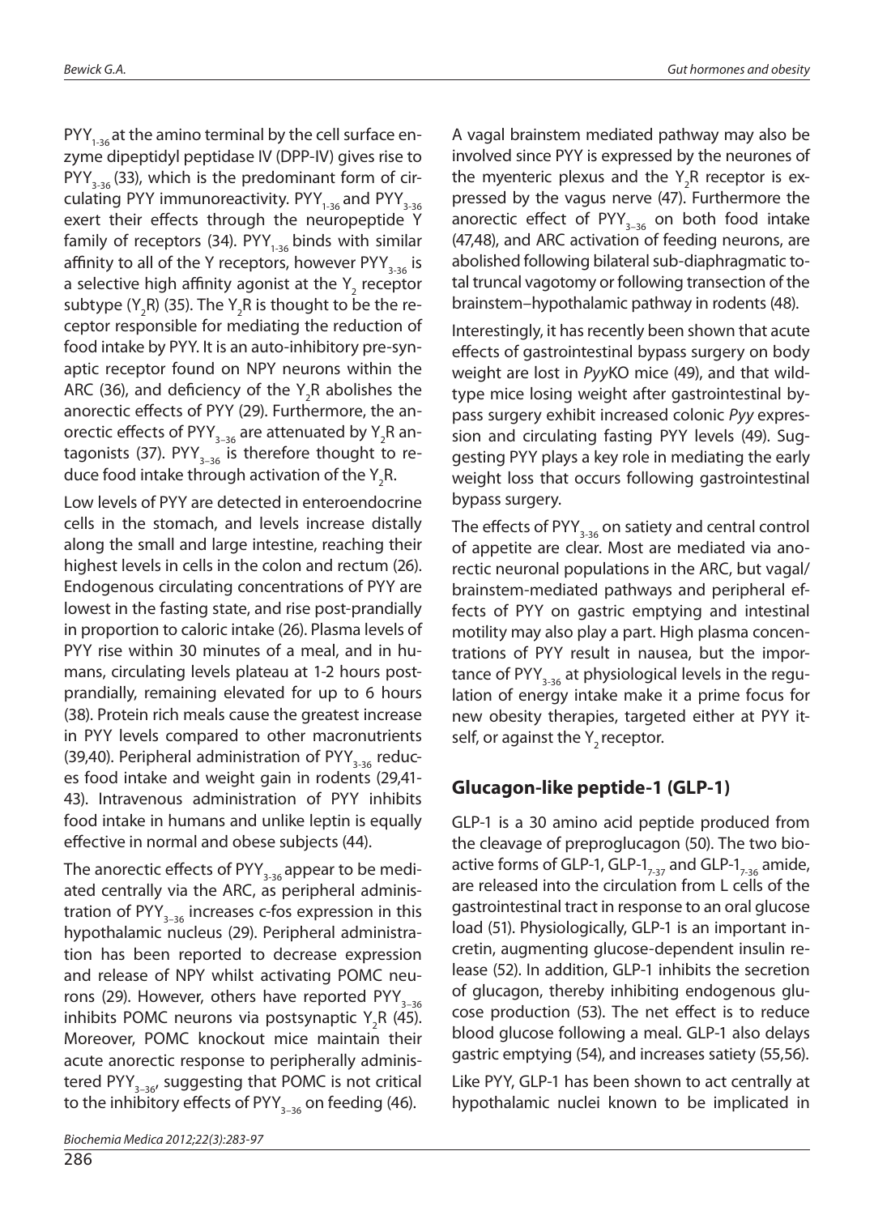$PYY_{1-36}$ at the amino terminal by the cell surface enzyme dipeptidyl peptidase IV (DPP-IV) gives rise to $PYY_{3-36}$ (33), which is the predominant form of circulating PYY immunoreactivity. $PYY_{1-36}$ and $PYY_{3-36}$ exert their effects through the neuropeptide Y family of receptors (34). $PYY_{1-36}$ binds with similar affinity to all of the Y receptors, however $PYY_{3-36}$ is a selective high affinity agonist at the $Y_2$ receptor subtype ($Y_2R$) (35). The $Y_2R$ is thought to be the receptor responsible for mediating the reduction of food intake by PYY. It is an auto-inhibitory pre-synaptic receptor found on NPY neurons within the ARC (36), and deficiency of the $Y_2R$ abolishes the anorectic effects of PYY (29). Furthermore, the anorectic effects of $PYY_{3-36}$ are attenuated by $Y_2R$ antagonists (37). $PYY_{3-36}$ is therefore thought to reduce food intake through activation of the $Y_2R$.

Low levels of PYY are detected in enteroendocrine cells in the stomach, and levels increase distally along the small and large intestine, reaching their highest levels in cells in the colon and rectum (26). Endogenous circulating concentrations of PYY are lowest in the fasting state, and rise post-prandially in proportion to caloric intake (26). Plasma levels of PYY rise within 30 minutes of a meal, and in humans, circulating levels plateau at 1-2 hours post-prandially, remaining elevated for up to 6 hours (38). Protein rich meals cause the greatest increase in PYY levels compared to other macronutrients (39,40). Peripheral administration of $PYY_{3-36}$ reduces food intake and weight gain in rodents (29,41-43). Intravenous administration of PYY inhibits food intake in humans and unlike leptin is equally effective in normal and obese subjects (44).

The anorectic effects of $PYY_{3-36}$ appear to be mediated centrally via the ARC, as peripheral administration of $PYY_{3-36}$ increases c-fos expression in this hypothalamic nucleus (29). Peripheral administration has been reported to decrease expression and release of NPY whilst activating POMC neurons (29). However, others have reported $PYY_{3-36}$ inhibits POMC neurons via postsynaptic $Y_2R$ (45). Moreover, POMC knockout mice maintain their acute anorectic response to peripherally administered $PYY_{3-36}$, suggesting that POMC is not critical to the inhibitory effects of $PYY_{3-36}$ on feeding (46).

A vagal brainstem mediated pathway may also be involved since PYY is expressed by the neurones of the myenteric plexus and the $Y_2R$ receptor is expressed by the vagus nerve (47). Furthermore the anorectic effect of $PYY_{3-36}$ on both food intake (47,48), and ARC activation of feeding neurons, are abolished following bilateral sub-diaphragmatic total truncal vagotomy or following transection of the brainstem–hypothalamic pathway in rodents (48).

Interestingly, it has recently been shown that acute effects of gastrointestinal bypass surgery on body weight are lost in *Pyy*KO mice (49), and that wild-type mice losing weight after gastrointestinal bypass surgery exhibit increased colonic *Pyy* expression and circulating fasting PYY levels (49). Suggesting PYY plays a key role in mediating the early weight loss that occurs following gastrointestinal bypass surgery.

The effects of $PYY_{3-36}$ on satiety and central control of appetite are clear. Most are mediated via anorectic neuronal populations in the ARC, but vagal/brainstem-mediated pathways and peripheral effects of PYY on gastric emptying and intestinal motility may also play a part. High plasma concentrations of PYY result in nausea, but the importance of $PYY_{3-36}$ at physiological levels in the regulation of energy intake make it a prime focus for new obesity therapies, targeted either at PYY itself, or against the $Y_2$ receptor.

## Glucagon-like peptide-1 (GLP-1)

GLP-1 is a 30 amino acid peptide produced from the cleavage of preproglucagon (50). The two bioactive forms of GLP-1, $GLP\text{-}1_{7-37}$ and $GLP\text{-}1_{7-36}$ amide, are released into the circulation from L cells of the gastrointestinal tract in response to an oral glucose load (51). Physiologically, GLP-1 is an important incretin, augmenting glucose-dependent insulin release (52). In addition, GLP-1 inhibits the secretion of glucagon, thereby inhibiting endogenous glucose production (53). The net effect is to reduce blood glucose following a meal. GLP-1 also delays gastric emptying (54), and increases satiety (55,56).

Like PYY, GLP-1 has been shown to act centrally at hypothalamic nuclei known to be implicated in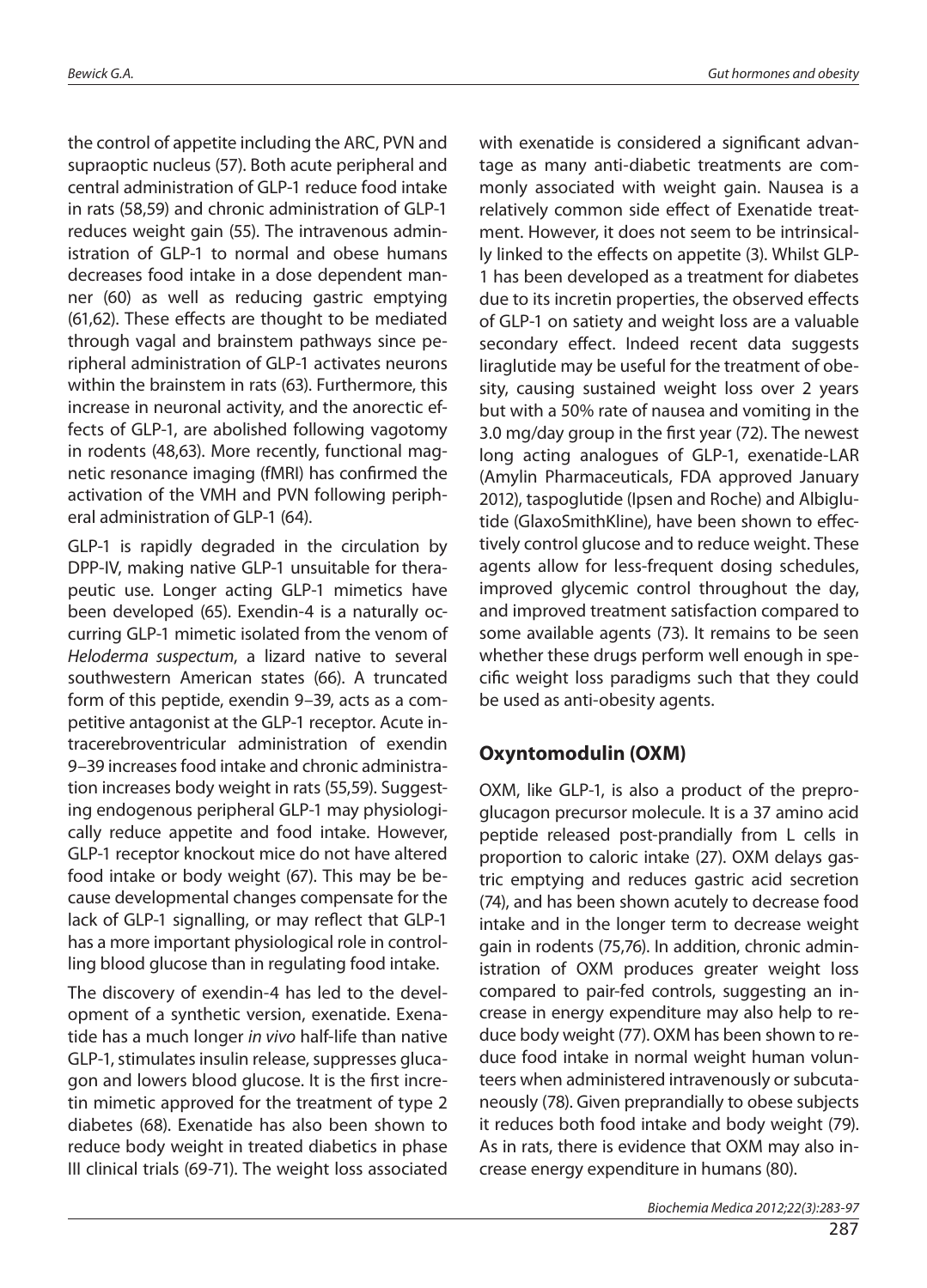the control of appetite including the ARC, PVN and supraoptic nucleus (57). Both acute peripheral and central administration of GLP-1 reduce food intake in rats (58,59) and chronic administration of GLP-1 reduces weight gain (55). The intravenous administration of GLP-1 to normal and obese humans decreases food intake in a dose dependent manner (60) as well as reducing gastric emptying (61,62). These effects are thought to be mediated through vagal and brainstem pathways since peripheral administration of GLP-1 activates neurons within the brainstem in rats (63). Furthermore, this increase in neuronal activity, and the anorectic effects of GLP-1, are abolished following vagotomy in rodents (48,63). More recently, functional magnetic resonance imaging (fMRI) has confirmed the activation of the VMH and PVN following peripheral administration of GLP-1 (64).

GLP-1 is rapidly degraded in the circulation by DPP-IV, making native GLP-1 unsuitable for therapeutic use. Longer acting GLP-1 mimetics have been developed (65). Exendin-4 is a naturally occurring GLP-1 mimetic isolated from the venom of *Heloderma suspectum*, a lizard native to several southwestern American states (66). A truncated form of this peptide, exendin 9–39, acts as a competitive antagonist at the GLP-1 receptor. Acute intracerebroventricular administration of exendin 9–39 increases food intake and chronic administration increases body weight in rats (55,59). Suggesting endogenous peripheral GLP-1 may physiologically reduce appetite and food intake. However, GLP-1 receptor knockout mice do not have altered food intake or body weight (67). This may be because developmental changes compensate for the lack of GLP-1 signalling, or may reflect that GLP-1 has a more important physiological role in controlling blood glucose than in regulating food intake.

The discovery of exendin-4 has led to the development of a synthetic version, exenatide. Exenatide has a much longer *in vivo* half-life than native GLP-1, stimulates insulin release, suppresses glucagon and lowers blood glucose. It is the first incretin mimetic approved for the treatment of type 2 diabetes (68). Exenatide has also been shown to reduce body weight in treated diabetics in phase III clinical trials (69-71). The weight loss associated with exenatide is considered a significant advantage as many anti-diabetic treatments are commonly associated with weight gain. Nausea is a relatively common side effect of Exenatide treatment. However, it does not seem to be intrinsically linked to the effects on appetite (3). Whilst GLP-1 has been developed as a treatment for diabetes due to its incretin properties, the observed effects of GLP-1 on satiety and weight loss are a valuable secondary effect. Indeed recent data suggests liraglutide may be useful for the treatment of obesity, causing sustained weight loss over 2 years but with a 50% rate of nausea and vomiting in the 3.0 mg/day group in the first year (72). The newest long acting analogues of GLP-1, exenatide-LAR (Amylin Pharmaceuticals, FDA approved January 2012), taspoglutide (Ipsen and Roche) and Albiglutide (GlaxoSmithKline), have been shown to effectively control glucose and to reduce weight. These agents allow for less-frequent dosing schedules, improved glycemic control throughout the day, and improved treatment satisfaction compared to some available agents (73). It remains to be seen whether these drugs perform well enough in specific weight loss paradigms such that they could be used as anti-obesity agents.

## Oxyntomodulin (OXM)

OXM, like GLP-1, is also a product of the preproglucagon precursor molecule. It is a 37 amino acid peptide released post-prandially from L cells in proportion to caloric intake (27). OXM delays gastric emptying and reduces gastric acid secretion (74), and has been shown acutely to decrease food intake and in the longer term to decrease weight gain in rodents (75,76). In addition, chronic administration of OXM produces greater weight loss compared to pair-fed controls, suggesting an increase in energy expenditure may also help to reduce body weight (77). OXM has been shown to reduce food intake in normal weight human volunteers when administered intravenously or subcutaneously (78). Given preprandially to obese subjects it reduces both food intake and body weight (79). As in rats, there is evidence that OXM may also increase energy expenditure in humans (80).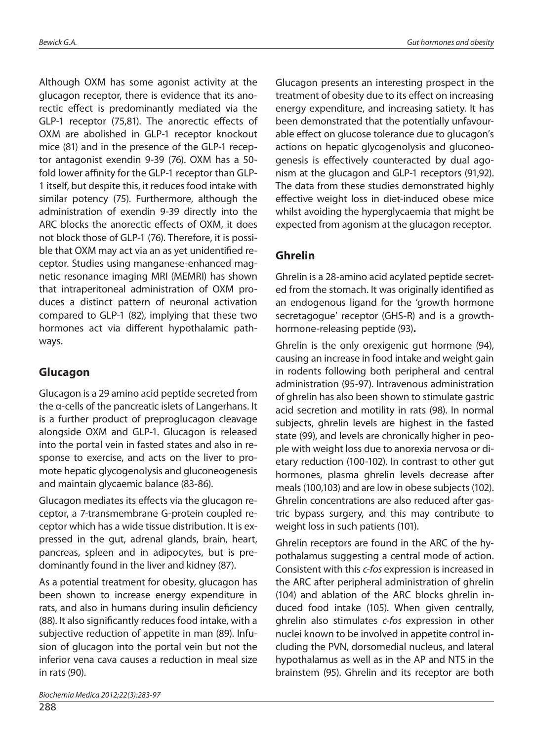Although OXM has some agonist activity at the glucagon receptor, there is evidence that its anorectic effect is predominantly mediated via the GLP-1 receptor (75,81). The anorectic effects of OXM are abolished in GLP-1 receptor knockout mice (81) and in the presence of the GLP-1 receptor antagonist exendin 9-39 (76). OXM has a 50-fold lower affinity for the GLP-1 receptor than GLP-1 itself, but despite this, it reduces food intake with similar potency (75). Furthermore, although the administration of exendin 9-39 directly into the ARC blocks the anorectic effects of OXM, it does not block those of GLP-1 (76). Therefore, it is possible that OXM may act via an as yet unidentified receptor. Studies using manganese-enhanced magnetic resonance imaging MRI (MEMRI) has shown that intraperitoneal administration of OXM produces a distinct pattern of neuronal activation compared to GLP-1 (82), implying that these two hormones act via different hypothalamic pathways.

## Glucagon

Glucagon is a 29 amino acid peptide secreted from the α-cells of the pancreatic islets of Langerhans. It is a further product of preproglucagon cleavage alongside OXM and GLP-1. Glucagon is released into the portal vein in fasted states and also in response to exercise, and acts on the liver to promote hepatic glycogenolysis and gluconeogenesis and maintain glycaemic balance (83-86).

Glucagon mediates its effects via the glucagon receptor, a 7-transmembrane G-protein coupled receptor which has a wide tissue distribution. It is expressed in the gut, adrenal glands, brain, heart, pancreas, spleen and in adipocytes, but is predominantly found in the liver and kidney (87).

As a potential treatment for obesity, glucagon has been shown to increase energy expenditure in rats, and also in humans during insulin deficiency (88). It also significantly reduces food intake, with a subjective reduction of appetite in man (89). Infusion of glucagon into the portal vein but not the inferior vena cava causes a reduction in meal size in rats (90).

Glucagon presents an interesting prospect in the treatment of obesity due to its effect on increasing energy expenditure, and increasing satiety. It has been demonstrated that the potentially unfavourable effect on glucose tolerance due to glucagon's actions on hepatic glycogenolysis and gluconeogenesis is effectively counteracted by dual agonism at the glucagon and GLP-1 receptors (91,92). The data from these studies demonstrated highly effective weight loss in diet-induced obese mice whilst avoiding the hyperglycaemia that might be expected from agonism at the glucagon receptor.

## Ghrelin

Ghrelin is a 28-amino acid acylated peptide secreted from the stomach. It was originally identified as an endogenous ligand for the 'growth hormone secretagogue' receptor (GHS-R) and is a growth-hormone-releasing peptide (93)**.**

Ghrelin is the only orexigenic gut hormone (94), causing an increase in food intake and weight gain in rodents following both peripheral and central administration (95-97). Intravenous administration of ghrelin has also been shown to stimulate gastric acid secretion and motility in rats (98). In normal subjects, ghrelin levels are highest in the fasted state (99), and levels are chronically higher in people with weight loss due to anorexia nervosa or dietary reduction (100-102). In contrast to other gut hormones, plasma ghrelin levels decrease after meals (100,103) and are low in obese subjects (102). Ghrelin concentrations are also reduced after gastric bypass surgery, and this may contribute to weight loss in such patients (101).

Ghrelin receptors are found in the ARC of the hypothalamus suggesting a central mode of action. Consistent with this *c-fos* expression is increased in the ARC after peripheral administration of ghrelin (104) and ablation of the ARC blocks ghrelin induced food intake (105). When given centrally, ghrelin also stimulates *c-fos* expression in other nuclei known to be involved in appetite control including the PVN, dorsomedial nucleus, and lateral hypothalamus as well as in the AP and NTS in the brainstem (95). Ghrelin and its receptor are both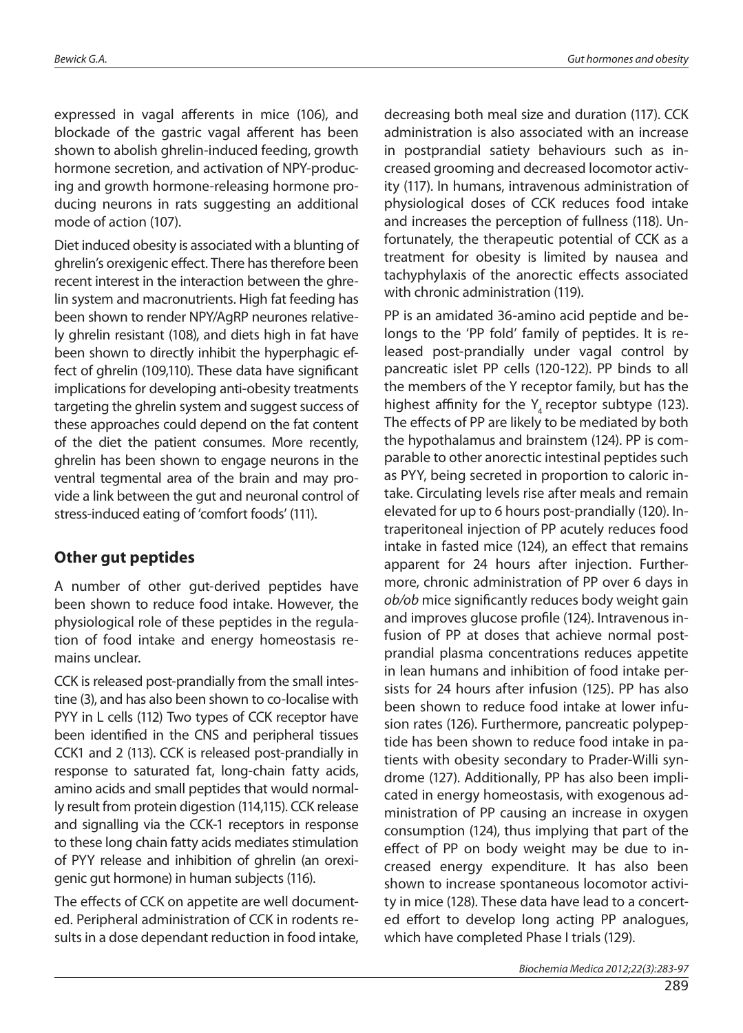expressed in vagal afferents in mice (106), and blockade of the gastric vagal afferent has been shown to abolish ghrelin-induced feeding, growth hormone secretion, and activation of NPY-producing and growth hormone-releasing hormone producing neurons in rats suggesting an additional mode of action (107).

Diet induced obesity is associated with a blunting of ghrelin's orexigenic effect. There has therefore been recent interest in the interaction between the ghrelin system and macronutrients. High fat feeding has been shown to render NPY/AgRP neurones relatively ghrelin resistant (108), and diets high in fat have been shown to directly inhibit the hyperphagic effect of ghrelin (109,110). These data have significant implications for developing anti-obesity treatments targeting the ghrelin system and suggest success of these approaches could depend on the fat content of the diet the patient consumes. More recently, ghrelin has been shown to engage neurons in the ventral tegmental area of the brain and may provide a link between the gut and neuronal control of stress-induced eating of 'comfort foods' (111).

## Other gut peptides

A number of other gut-derived peptides have been shown to reduce food intake. However, the physiological role of these peptides in the regulation of food intake and energy homeostasis remains unclear.

CCK is released post-prandially from the small intestine (3), and has also been shown to co-localise with PYY in L cells (112) Two types of CCK receptor have been identified in the CNS and peripheral tissues CCK1 and 2 (113). CCK is released post-prandially in response to saturated fat, long-chain fatty acids, amino acids and small peptides that would normally result from protein digestion (114,115). CCK release and signalling via the CCK-1 receptors in response to these long chain fatty acids mediates stimulation of PYY release and inhibition of ghrelin (an orexigenic gut hormone) in human subjects (116).

The effects of CCK on appetite are well documented. Peripheral administration of CCK in rodents results in a dose dependant reduction in food intake, decreasing both meal size and duration (117). CCK administration is also associated with an increase in postprandial satiety behaviours such as increased grooming and decreased locomotor activity (117). In humans, intravenous administration of physiological doses of CCK reduces food intake and increases the perception of fullness (118). Unfortunately, the therapeutic potential of CCK as a treatment for obesity is limited by nausea and tachyphylaxis of the anorectic effects associated with chronic administration (119).

PP is an amidated 36-amino acid peptide and belongs to the 'PP fold' family of peptides. It is released post-prandially under vagal control by pancreatic islet PP cells (120-122). PP binds to all the members of the Y receptor family, but has the highest affinity for the $Y_4$ receptor subtype (123). The effects of PP are likely to be mediated by both the hypothalamus and brainstem (124). PP is comparable to other anorectic intestinal peptides such as PYY, being secreted in proportion to caloric intake. Circulating levels rise after meals and remain elevated for up to 6 hours post-prandially (120). Intraperitoneal injection of PP acutely reduces food intake in fasted mice (124), an effect that remains apparent for 24 hours after injection. Furthermore, chronic administration of PP over 6 days in *ob/ob* mice significantly reduces body weight gain and improves glucose profile (124). Intravenous infusion of PP at doses that achieve normal postprandial plasma concentrations reduces appetite in lean humans and inhibition of food intake persists for 24 hours after infusion (125). PP has also been shown to reduce food intake at lower infusion rates (126). Furthermore, pancreatic polypeptide has been shown to reduce food intake in patients with obesity secondary to Prader-Willi syndrome (127). Additionally, PP has also been implicated in energy homeostasis, with exogenous administration of PP causing an increase in oxygen consumption (124), thus implying that part of the effect of PP on body weight may be due to increased energy expenditure. It has also been shown to increase spontaneous locomotor activity in mice (128). These data have lead to a concerted effort to develop long acting PP analogues, which have completed Phase I trials (129).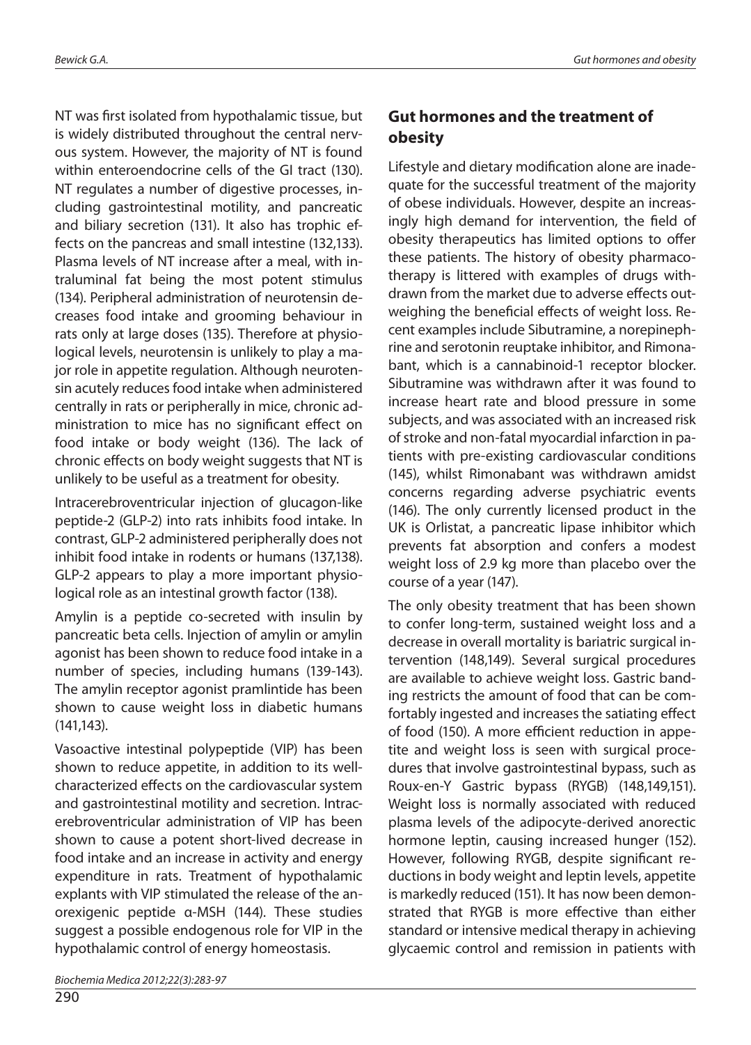NT was first isolated from hypothalamic tissue, but is widely distributed throughout the central nervous system. However, the majority of NT is found within enteroendocrine cells of the GI tract (130). NT regulates a number of digestive processes, including gastrointestinal motility, and pancreatic and biliary secretion (131). It also has trophic effects on the pancreas and small intestine (132,133). Plasma levels of NT increase after a meal, with intraluminal fat being the most potent stimulus (134). Peripheral administration of neurotensin decreases food intake and grooming behaviour in rats only at large doses (135). Therefore at physiological levels, neurotensin is unlikely to play a major role in appetite regulation. Although neurotensin acutely reduces food intake when administered centrally in rats or peripherally in mice, chronic administration to mice has no significant effect on food intake or body weight (136). The lack of chronic effects on body weight suggests that NT is unlikely to be useful as a treatment for obesity.

Intracerebroventricular injection of glucagon-like peptide-2 (GLP-2) into rats inhibits food intake. In contrast, GLP-2 administered peripherally does not inhibit food intake in rodents or humans (137,138). GLP-2 appears to play a more important physiological role as an intestinal growth factor (138).

Amylin is a peptide co-secreted with insulin by pancreatic beta cells. Injection of amylin or amylin agonist has been shown to reduce food intake in a number of species, including humans (139-143). The amylin receptor agonist pramlintide has been shown to cause weight loss in diabetic humans (141,143).

Vasoactive intestinal polypeptide (VIP) has been shown to reduce appetite, in addition to its well-characterized effects on the cardiovascular system and gastrointestinal motility and secretion. Intracerebroventricular administration of VIP has been shown to cause a potent short-lived decrease in food intake and an increase in activity and energy expenditure in rats. Treatment of hypothalamic explants with VIP stimulated the release of the anorexigenic peptide α-MSH (144). These studies suggest a possible endogenous role for VIP in the hypothalamic control of energy homeostasis.

## Gut hormones and the treatment of obesity

Lifestyle and dietary modification alone are inadequate for the successful treatment of the majority of obese individuals. However, despite an increasingly high demand for intervention, the field of obesity therapeutics has limited options to offer these patients. The history of obesity pharmacotherapy is littered with examples of drugs withdrawn from the market due to adverse effects outweighing the beneficial effects of weight loss. Recent examples include Sibutramine, a norepinephrine and serotonin reuptake inhibitor, and Rimonabant, which is a cannabinoid-1 receptor blocker. Sibutramine was withdrawn after it was found to increase heart rate and blood pressure in some subjects, and was associated with an increased risk of stroke and non-fatal myocardial infarction in patients with pre-existing cardiovascular conditions (145), whilst Rimonabant was withdrawn amidst concerns regarding adverse psychiatric events (146). The only currently licensed product in the UK is Orlistat, a pancreatic lipase inhibitor which prevents fat absorption and confers a modest weight loss of 2.9 kg more than placebo over the course of a year (147).

The only obesity treatment that has been shown to confer long-term, sustained weight loss and a decrease in overall mortality is bariatric surgical intervention (148,149). Several surgical procedures are available to achieve weight loss. Gastric banding restricts the amount of food that can be comfortably ingested and increases the satiating effect of food (150). A more efficient reduction in appetite and weight loss is seen with surgical procedures that involve gastrointestinal bypass, such as Roux-en-Y Gastric bypass (RYGB) (148,149,151). Weight loss is normally associated with reduced plasma levels of the adipocyte-derived anorectic hormone leptin, causing increased hunger (152). However, following RYGB, despite significant reductions in body weight and leptin levels, appetite is markedly reduced (151). It has now been demonstrated that RYGB is more effective than either standard or intensive medical therapy in achieving glycaemic control and remission in patients with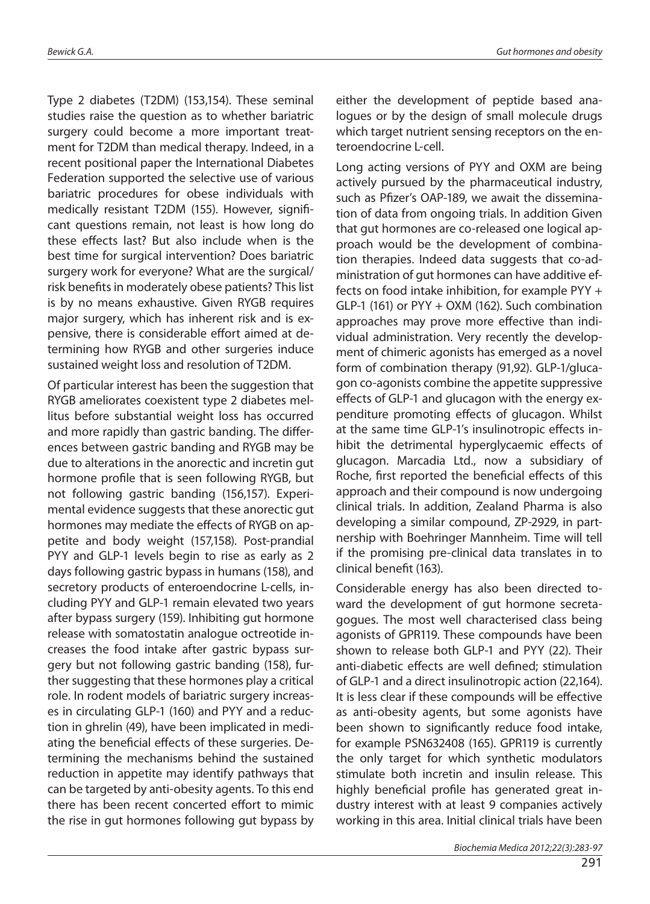Type 2 diabetes (T2DM) (153,154). These seminal studies raise the question as to whether bariatric surgery could become a more important treatment for T2DM than medical therapy. Indeed, in a recent positional paper the International Diabetes Federation supported the selective use of various bariatric procedures for obese individuals with medically resistant T2DM (155). However, significant questions remain, not least is how long do these effects last? But also include when is the best time for surgical intervention? Does bariatric surgery work for everyone? What are the surgical/risk benefits in moderately obese patients? This list is by no means exhaustive. Given RYGB requires major surgery, which has inherent risk and is expensive, there is considerable effort aimed at determining how RYGB and other surgeries induce sustained weight loss and resolution of T2DM.

Of particular interest has been the suggestion that RYGB ameliorates coexistent type 2 diabetes mellitus before substantial weight loss has occurred and more rapidly than gastric banding. The differences between gastric banding and RYGB may be due to alterations in the anorectic and incretin gut hormone profile that is seen following RYGB, but not following gastric banding (156,157). Experimental evidence suggests that these anorectic gut hormones may mediate the effects of RYGB on appetite and body weight (157,158). Post-prandial PYY and GLP-1 levels begin to rise as early as 2 days following gastric bypass in humans (158), and secretory products of enteroendocrine L-cells, including PYY and GLP-1 remain elevated two years after bypass surgery (159). Inhibiting gut hormone release with somatostatin analogue octreotide increases the food intake after gastric bypass surgery but not following gastric banding (158), further suggesting that these hormones play a critical role. In rodent models of bariatric surgery increases in circulating GLP-1 (160) and PYY and a reduction in ghrelin (49), have been implicated in mediating the beneficial effects of these surgeries. Determining the mechanisms behind the sustained reduction in appetite may identify pathways that can be targeted by anti-obesity agents. To this end there has been recent concerted effort to mimic the rise in gut hormones following gut bypass by either the development of peptide based analogues or by the design of small molecule drugs which target nutrient sensing receptors on the enteroendocrine L-cell.

Long acting versions of PYY and OXM are being actively pursued by the pharmaceutical industry, such as Pfizer's OAP-189, we await the dissemination of data from ongoing trials. In addition Given that gut hormones are co-released one logical approach would be the development of combination therapies. Indeed data suggests that co-administration of gut hormones can have additive effects on food intake inhibition, for example PYY + GLP-1 (161) or PYY + OXM (162). Such combination approaches may prove more effective than individual administration. Very recently the development of chimeric agonists has emerged as a novel form of combination therapy (91,92). GLP-1/glucagon co-agonists combine the appetite suppressive effects of GLP-1 and glucagon with the energy expenditure promoting effects of glucagon. Whilst at the same time GLP-1's insulinotropic effects inhibit the detrimental hyperglycaemic effects of glucagon. Marcadia Ltd., now a subsidiary of Roche, first reported the beneficial effects of this approach and their compound is now undergoing clinical trials. In addition, Zealand Pharma is also developing a similar compound, ZP-2929, in partnership with Boehringer Mannheim. Time will tell if the promising pre-clinical data translates in to clinical benefit (163).

Considerable energy has also been directed toward the development of gut hormone secretagogues. The most well characterised class being agonists of GPR119. These compounds have been shown to release both GLP-1 and PYY (22). Their anti-diabetic effects are well defined; stimulation of GLP-1 and a direct insulinotropic action (22,164). It is less clear if these compounds will be effective as anti-obesity agents, but some agonists have been shown to significantly reduce food intake, for example PSN632408 (165). GPR119 is currently the only target for which synthetic modulators stimulate both incretin and insulin release. This highly beneficial profile has generated great industry interest with at least 9 companies actively working in this area. Initial clinical trials have been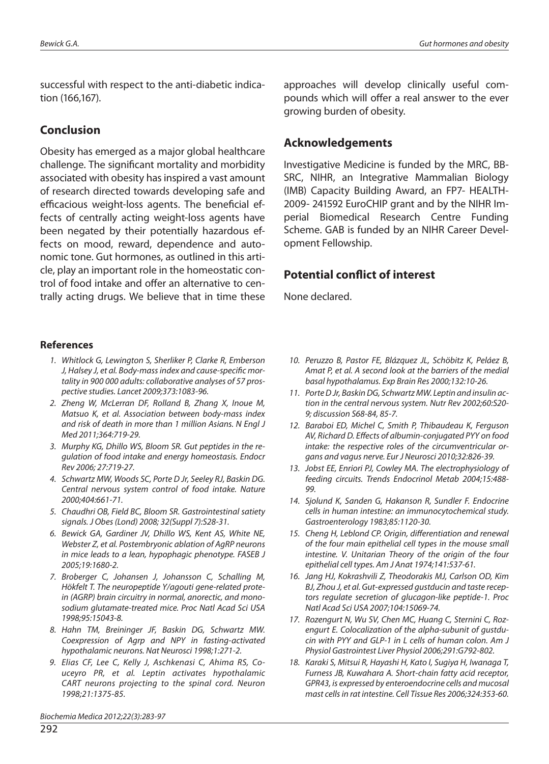successful with respect to the anti-diabetic indication (166,167).

## Conclusion

Obesity has emerged as a major global healthcare challenge. The significant mortality and morbidity associated with obesity has inspired a vast amount of research directed towards developing safe and efficacious weight-loss agents. The beneficial effects of centrally acting weight-loss agents have been negated by their potentially hazardous effects on mood, reward, dependence and autonomic tone. Gut hormones, as outlined in this article, play an important role in the homeostatic control of food intake and offer an alternative to centrally acting drugs. We believe that in time these approaches will develop clinically useful compounds which will offer a real answer to the ever growing burden of obesity.

## Acknowledgements

Investigative Medicine is funded by the MRC, BBSRC, NIHR, an Integrative Mammalian Biology (IMB) Capacity Building Award, an FP7- HEALTH-2009- 241592 EuroCHIP grant and by the NIHR Imperial Biomedical Research Centre Funding Scheme. GAB is funded by an NIHR Career Development Fellowship.

## Potential conflict of interest

None declared.

### References

1. *Whitlock G, Lewington S, Sherliker P, Clarke R, Emberson J, Halsey J, et al. Body-mass index and cause-specific mortality in 900 000 adults: collaborative analyses of 57 prospective studies. Lancet 2009;373:1083-96.*
2. *Zheng W, McLerran DF, Rolland B, Zhang X, Inoue M, Matsuo K, et al. Association between body-mass index and risk of death in more than 1 million Asians. N Engl J Med 2011;364:719-29.*
3. *Murphy KG, Dhillo WS, Bloom SR. Gut peptides in the regulation of food intake and energy homeostasis. Endocr Rev 2006; 27:719-27.*
4. *Schwartz MW, Woods SC, Porte D Jr, Seeley RJ, Baskin DG. Central nervous system control of food intake. Nature 2000;404:661-71.*
5. *Chaudhri OB, Field BC, Bloom SR. Gastrointestinal satiety signals. J Obes (Lond) 2008; 32(Suppl 7):S28-31.*
6. *Bewick GA, Gardiner JV, Dhillo WS, Kent AS, White NE, Webster Z, et al. Postembryonic ablation of AgRP neurons in mice leads to a lean, hypophagic phenotype. FASEB J 2005;19:1680-2.*
7. *Broberger C, Johansen J, Johansson C, Schalling M, Hökfelt T. The neuropeptide Y/agouti gene-related protein (AGRP) brain circuitry in normal, anorectic, and monosodium glutamate-treated mice. Proc Natl Acad Sci USA 1998;95:15043-8.*
8. *Hahn TM, Breininger JF, Baskin DG, Schwartz MW. Coexpression of Agrp and NPY in fasting-activated hypothalamic neurons. Nat Neurosci 1998;1:271-2.*
9. *Elias CF, Lee C, Kelly J, Aschkenasi C, Ahima RS, Couceyro PR, et al. Leptin activates hypothalamic CART neurons projecting to the spinal cord. Neuron 1998;21:1375-85.*
10. *Peruzzo B, Pastor FE, Blázquez JL, Schöbitz K, Peláez B, Amat P, et al. A second look at the barriers of the medial basal hypothalamus. Exp Brain Res 2000;132:10-26.*
11. *Porte D Jr, Baskin DG, Schwartz MW. Leptin and insulin action in the central nervous system. Nutr Rev 2002;60:S20-9; discussion S68-84, 85-7.*
12. *Baraboi ED, Michel C, Smith P, Thibaudeau K, Ferguson AV, Richard D. Effects of albumin-conjugated PYY on food intake: the respective roles of the circumventricular organs and vagus nerve. Eur J Neurosci 2010;32:826-39.*
13. *Jobst EE, Enriori PJ, Cowley MA. The electrophysiology of feeding circuits. Trends Endocrinol Metab 2004;15:488-99.*
14. *Sjolund K, Sanden G, Hakanson R, Sundler F. Endocrine cells in human intestine: an immunocytochemical study. Gastroenterology 1983;85:1120-30.*
15. *Cheng H, Leblond CP. Origin, differentiation and renewal of the four main epithelial cell types in the mouse small intestine. V. Unitarian Theory of the origin of the four epithelial cell types. Am J Anat 1974;141:537-61.*
16. *Jang HJ, Kokrashvili Z, Theodorakis MJ, Carlson OD, Kim BJ, Zhou J, et al. Gut-expressed gustducin and taste receptors regulate secretion of glucagon-like peptide-1. Proc Natl Acad Sci USA 2007;104:15069-74.*
17. *Rozengurt N, Wu SV, Chen MC, Huang C, Sternini C, Rozengurt E. Colocalization of the alpha-subunit of gustducin with PYY and GLP-1 in L cells of human colon. Am J Physiol Gastrointest Liver Physiol 2006;291:G792-802.*
18. *Karaki S, Mitsui R, Hayashi H, Kato I, Sugiya H, Iwanaga T, Furness JB, Kuwahara A. Short-chain fatty acid receptor, GPR43, is expressed by enteroendocrine cells and mucosal mast cells in rat intestine. Cell Tissue Res 2006;324:353-60.*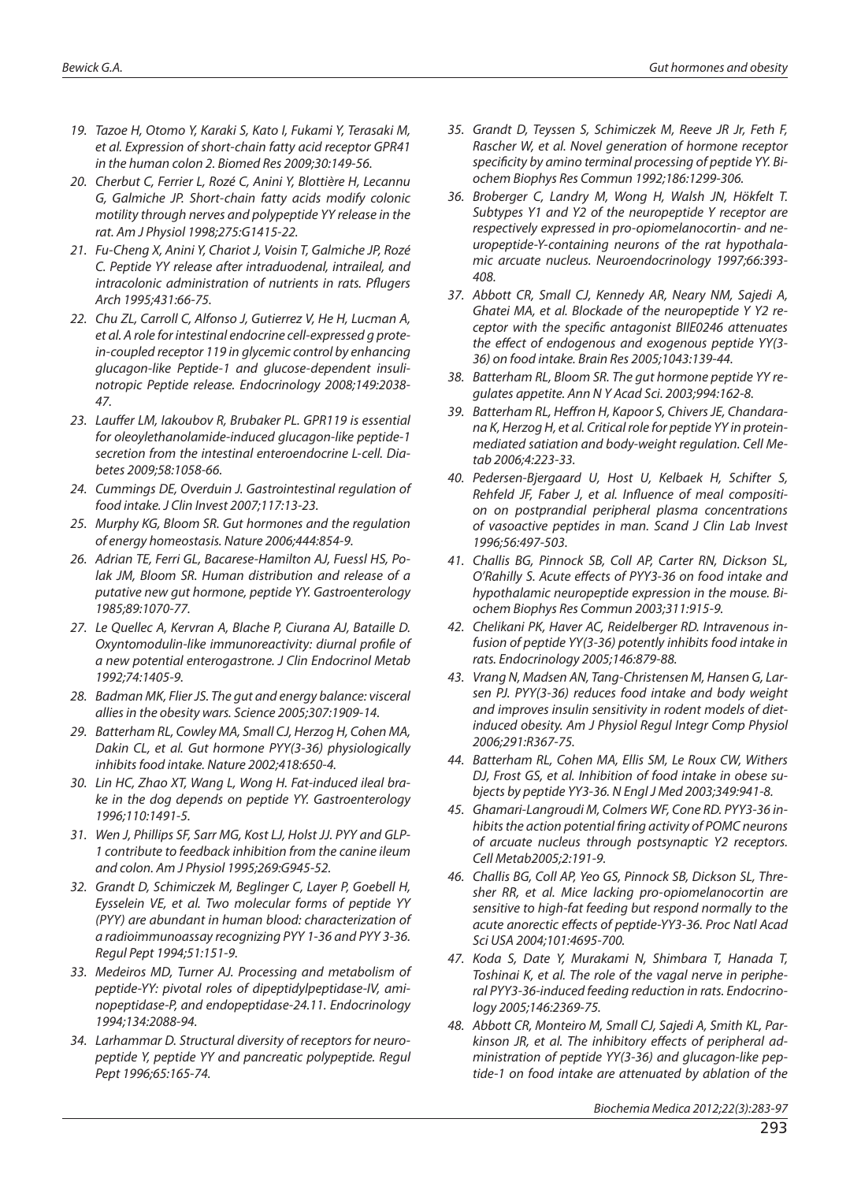19. Tazoe H, Otomo Y, Karaki S, Kato I, Fukami Y, Terasaki M, et al. Expression of short-chain fatty acid receptor GPR41 in the human colon 2. Biomed Res 2009;30:149-56.
20. Cherbut C, Ferrier L, Rozé C, Anini Y, Blottière H, Lecannu G, Galmiche JP. Short-chain fatty acids modify colonic motility through nerves and polypeptide YY release in the rat. Am J Physiol 1998;275:G1415-22.
21. Fu-Cheng X, Anini Y, Chariot J, Voisin T, Galmiche JP, Rozé C. Peptide YY release after intraduodenal, intraileal, and intracolonic administration of nutrients in rats. Pflugers Arch 1995;431:66-75.
22. Chu ZL, Carroll C, Alfonso J, Gutierrez V, He H, Lucman A, et al. A role for intestinal endocrine cell-expressed g protein-coupled receptor 119 in glycemic control by enhancing glucagon-like Peptide-1 and glucose-dependent insulinotropic Peptide release. Endocrinology 2008;149:2038-47.
23. Lauffer LM, Iakoubov R, Brubaker PL. GPR119 is essential for oleoylethanolamide-induced glucagon-like peptide-1 secretion from the intestinal enteroendocrine L-cell. Diabetes 2009;58:1058-66.
24. Cummings DE, Overduin J. Gastrointestinal regulation of food intake. J Clin Invest 2007;117:13-23.
25. Murphy KG, Bloom SR. Gut hormones and the regulation of energy homeostasis. Nature 2006;444:854-9.
26. Adrian TE, Ferri GL, Bacarese-Hamilton AJ, Fuessl HS, Polak JM, Bloom SR. Human distribution and release of a putative new gut hormone, peptide YY. Gastroenterology 1985;89:1070-77.
27. Le Quellec A, Kervran A, Blache P, Ciurana AJ, Bataille D. Oxyntomodulin-like immunoreactivity: diurnal profile of a new potential enterogastrone. J Clin Endocrinol Metab 1992;74:1405-9.
28. Badman MK, Flier JS. The gut and energy balance: visceral allies in the obesity wars. Science 2005;307:1909-14.
29. Batterham RL, Cowley MA, Small CJ, Herzog H, Cohen MA, Dakin CL, et al. Gut hormone PYY(3-36) physiologically inhibits food intake. Nature 2002;418:650-4.
30. Lin HC, Zhao XT, Wang L, Wong H. Fat-induced ileal brake in the dog depends on peptide YY. Gastroenterology 1996;110:1491-5.
31. Wen J, Phillips SF, Sarr MG, Kost LJ, Holst JJ. PYY and GLP-1 contribute to feedback inhibition from the canine ileum and colon. Am J Physiol 1995;269:G945-52.
32. Grandt D, Schimiczek M, Beglinger C, Layer P, Goebell H, Eysselein VE, et al. Two molecular forms of peptide YY (PYY) are abundant in human blood: characterization of a radioimmunoassay recognizing PYY 1-36 and PYY 3-36. Regul Pept 1994;51:151-9.
33. Medeiros MD, Turner AJ. Processing and metabolism of peptide-YY: pivotal roles of dipeptidylpeptidase-IV, aminopeptidase-P, and endopeptidase-24.11. Endocrinology 1994;134:2088-94.
34. Larhammar D. Structural diversity of receptors for neuropeptide Y, peptide YY and pancreatic polypeptide. Regul Pept 1996;65:165-74.
35. Grandt D, Teyssen S, Schimiczek M, Reeve JR Jr, Feth F, Rascher W, et al. Novel generation of hormone receptor specificity by amino terminal processing of peptide YY. Biochem Biophys Res Commun 1992;186:1299-306.
36. Broberger C, Landry M, Wong H, Walsh JN, Hökfelt T. Subtypes Y1 and Y2 of the neuropeptide Y receptor are respectively expressed in pro-opiomelanocortin- and neuropeptide-Y-containing neurons of the rat hypothalamic arcuate nucleus. Neuroendocrinology 1997;66:393-408.
37. Abbott CR, Small CJ, Kennedy AR, Neary NM, Sajedi A, Ghatei MA, et al. Blockade of the neuropeptide Y Y2 receptor with the specific antagonist BIIE0246 attenuates the effect of endogenous and exogenous peptide YY(3-36) on food intake. Brain Res 2005;1043:139-44.
38. Batterham RL, Bloom SR. The gut hormone peptide YY regulates appetite. Ann N Y Acad Sci. 2003;994:162-8.
39. Batterham RL, Heffron H, Kapoor S, Chivers JE, Chandarana K, Herzog H, et al. Critical role for peptide YY in protein-mediated satiation and body-weight regulation. Cell Metab 2006;4:223-33.
40. Pedersen-Bjergaard U, Host U, Kelbaek H, Schifter S, Rehfeld JF, Faber J, et al. Influence of meal composition on postprandial peripheral plasma concentrations of vasoactive peptides in man. Scand J Clin Lab Invest 1996;56:497-503.
41. Challis BG, Pinnock SB, Coll AP, Carter RN, Dickson SL, O'Rahilly S. Acute effects of PYY3-36 on food intake and hypothalamic neuropeptide expression in the mouse. Biochem Biophys Res Commun 2003;311:915-9.
42. Chelikani PK, Haver AC, Reidelberger RD. Intravenous infusion of peptide YY(3-36) potently inhibits food intake in rats. Endocrinology 2005;146:879-88.
43. Vrang N, Madsen AN, Tang-Christensen M, Hansen G, Larsen PJ. PYY(3-36) reduces food intake and body weight and improves insulin sensitivity in rodent models of diet-induced obesity. Am J Physiol Regul Integr Comp Physiol 2006;291:R367-75.
44. Batterham RL, Cohen MA, Ellis SM, Le Roux CW, Withers DJ, Frost GS, et al. Inhibition of food intake in obese subjects by peptide YY3-36. N Engl J Med 2003;349:941-8.
45. Ghamari-Langroudi M, Colmers WF, Cone RD. PYY3-36 inhibits the action potential firing activity of POMC neurons of arcuate nucleus through postsynaptic Y2 receptors. Cell Metab2005;2:191-9.
46. Challis BG, Coll AP, Yeo GS, Pinnock SB, Dickson SL, Thresher RR, et al. Mice lacking pro-opiomelanocortin are sensitive to high-fat feeding but respond normally to the acute anorectic effects of peptide-YY3-36. Proc Natl Acad Sci USA 2004;101:4695-700.
47. Koda S, Date Y, Murakami N, Shimbara T, Hanada T, Toshinai K, et al. The role of the vagal nerve in peripheral PYY3-36-induced feeding reduction in rats. Endocrinology 2005;146:2369-75.
48. Abbott CR, Monteiro M, Small CJ, Sajedi A, Smith KL, Parkinson JR, et al. The inhibitory effects of peripheral administration of peptide YY(3-36) and glucagon-like peptide-1 on food intake are attenuated by ablation of the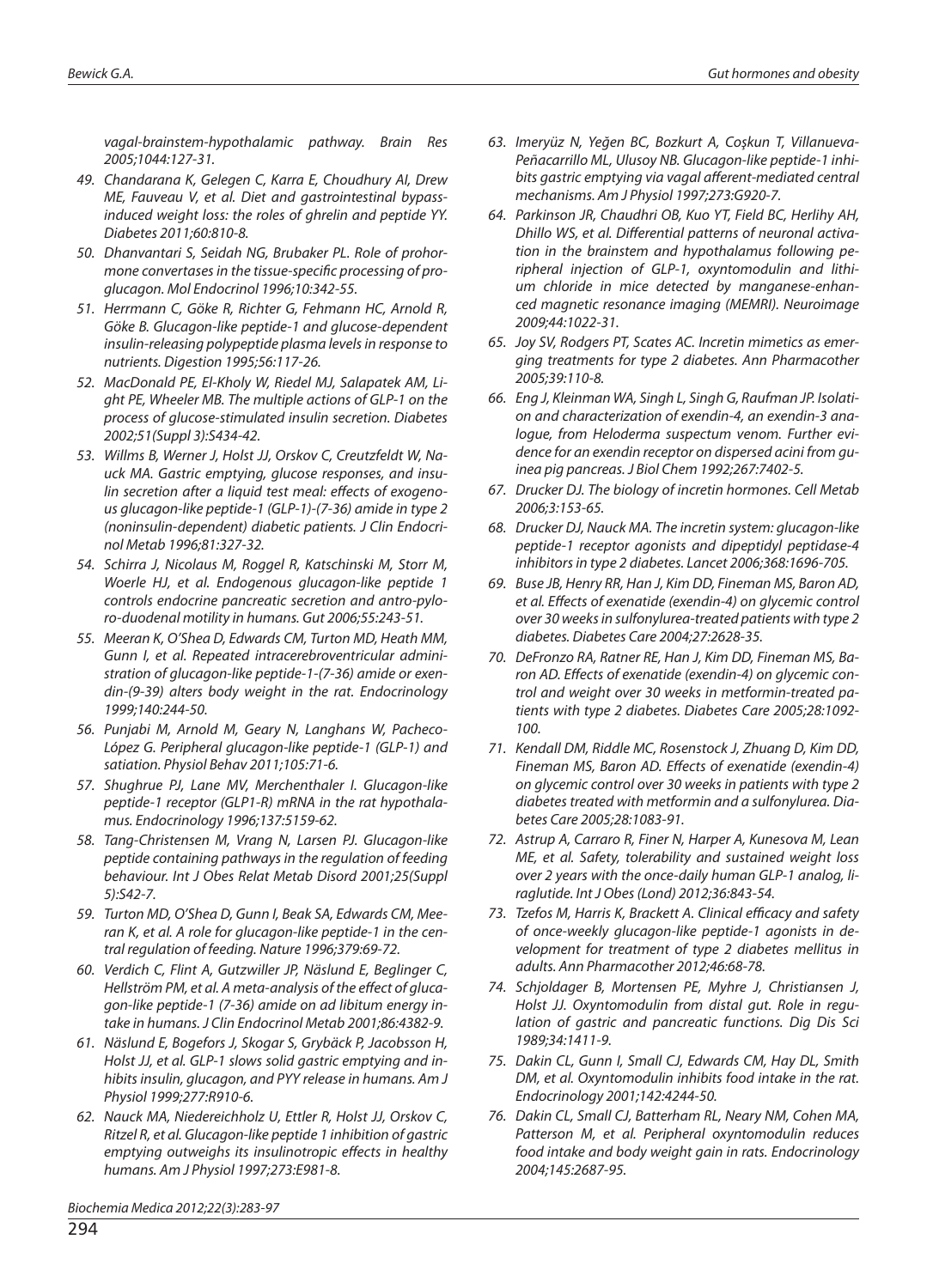vagal-brainstem-hypothalamic pathway. Brain Res 2005;1044:127-31.

49. Chandarana K, Gelegen C, Karra E, Choudhury AI, Drew ME, Fauveau V, et al. Diet and gastrointestinal bypass-induced weight loss: the roles of ghrelin and peptide YY. Diabetes 2011;60:810-8.
50. Dhanvantari S, Seidah NG, Brubaker PL. Role of prohormone convertases in the tissue-specific processing of proglucagon. Mol Endocrinol 1996;10:342-55.
51. Herrmann C, Göke R, Richter G, Fehmann HC, Arnold R, Göke B. Glucagon-like peptide-1 and glucose-dependent insulin-releasing polypeptide plasma levels in response to nutrients. Digestion 1995;56:117-26.
52. MacDonald PE, El-Kholy W, Riedel MJ, Salapatek AM, Light PE, Wheeler MB. The multiple actions of GLP-1 on the process of glucose-stimulated insulin secretion. Diabetes 2002;51(Suppl 3):S434-42.
53. Willms B, Werner J, Holst JJ, Orskov C, Creutzfeldt W, Nauck MA. Gastric emptying, glucose responses, and insulin secretion after a liquid test meal: effects of exogenous glucagon-like peptide-1 (GLP-1)-(7-36) amide in type 2 (noninsulin-dependent) diabetic patients. J Clin Endocrinol Metab 1996;81:327-32.
54. Schirra J, Nicolaus M, Roggel R, Katschinski M, Storr M, Woerle HJ, et al. Endogenous glucagon-like peptide 1 controls endocrine pancreatic secretion and antro-pyloro-duodenal motility in humans. Gut 2006;55:243-51.
55. Meeran K, O'Shea D, Edwards CM, Turton MD, Heath MM, Gunn I, et al. Repeated intracerebroventricular administration of glucagon-like peptide-1-(7-36) amide or exendin-(9-39) alters body weight in the rat. Endocrinology 1999;140:244-50.
56. Punjabi M, Arnold M, Geary N, Langhans W, Pacheco-López G. Peripheral glucagon-like peptide-1 (GLP-1) and satiation. Physiol Behav 2011;105:71-6.
57. Shughrue PJ, Lane MV, Merchenthaler I. Glucagon-like peptide-1 receptor (GLP1-R) mRNA in the rat hypothalamus. Endocrinology 1996;137:5159-62.
58. Tang-Christensen M, Vrang N, Larsen PJ. Glucagon-like peptide containing pathways in the regulation of feeding behaviour. Int J Obes Relat Metab Disord 2001;25(Suppl 5):S42-7.
59. Turton MD, O'Shea D, Gunn I, Beak SA, Edwards CM, Meeran K, et al. A role for glucagon-like peptide-1 in the central regulation of feeding. Nature 1996;379:69-72.
60. Verdich C, Flint A, Gutzwiller JP, Näslund E, Beglinger C, Hellström PM, et al. A meta-analysis of the effect of glucagon-like peptide-1 (7-36) amide on ad libitum energy intake in humans. J Clin Endocrinol Metab 2001;86:4382-9.
61. Näslund E, Bogefors J, Skogar S, Grybäck P, Jacobsson H, Holst JJ, et al. GLP-1 slows solid gastric emptying and inhibits insulin, glucagon, and PYY release in humans. Am J Physiol 1999;277:R910-6.
62. Nauck MA, Niedereichholz U, Ettler R, Holst JJ, Orskov C, Ritzel R, et al. Glucagon-like peptide 1 inhibition of gastric emptying outweighs its insulinotropic effects in healthy humans. Am J Physiol 1997;273:E981-8.
63. Imeryüz N, Yeğen BC, Bozkurt A, Coşkun T, Villanueva-Peñacarrillo ML, Ulusoy NB. Glucagon-like peptide-1 inhibits gastric emptying via vagal afferent-mediated central mechanisms. Am J Physiol 1997;273:G920-7.
64. Parkinson JR, Chaudhri OB, Kuo YT, Field BC, Herlihy AH, Dhillo WS, et al. Differential patterns of neuronal activation in the brainstem and hypothalamus following peripheral injection of GLP-1, oxyntomodulin and lithium chloride in mice detected by manganese-enhanced magnetic resonance imaging (MEMRI). Neuroimage 2009;44:1022-31.
65. Joy SV, Rodgers PT, Scates AC. Incretin mimetics as emerging treatments for type 2 diabetes. Ann Pharmacother 2005;39:110-8.
66. Eng J, Kleinman WA, Singh L, Singh G, Raufman JP. Isolation and characterization of exendin-4, an exendin-3 analogue, from Heloderma suspectum venom. Further evidence for an exendin receptor on dispersed acini from guinea pig pancreas. J Biol Chem 1992;267:7402-5.
67. Drucker DJ. The biology of incretin hormones. Cell Metab 2006;3:153-65.
68. Drucker DJ, Nauck MA. The incretin system: glucagon-like peptide-1 receptor agonists and dipeptidyl peptidase-4 inhibitors in type 2 diabetes. Lancet 2006;368:1696-705.
69. Buse JB, Henry RR, Han J, Kim DD, Fineman MS, Baron AD, et al. Effects of exenatide (exendin-4) on glycemic control over 30 weeks in sulfonylurea-treated patients with type 2 diabetes. Diabetes Care 2004;27:2628-35.
70. DeFronzo RA, Ratner RE, Han J, Kim DD, Fineman MS, Baron AD. Effects of exenatide (exendin-4) on glycemic control and weight over 30 weeks in metformin-treated patients with type 2 diabetes. Diabetes Care 2005;28:1092-100.
71. Kendall DM, Riddle MC, Rosenstock J, Zhuang D, Kim DD, Fineman MS, Baron AD. Effects of exenatide (exendin-4) on glycemic control over 30 weeks in patients with type 2 diabetes treated with metformin and a sulfonylurea. Diabetes Care 2005;28:1083-91.
72. Astrup A, Carraro R, Finer N, Harper A, Kunesova M, Lean ME, et al. Safety, tolerability and sustained weight loss over 2 years with the once-daily human GLP-1 analog, liraglutide. Int J Obes (Lond) 2012;36:843-54.
73. Tzefos M, Harris K, Brackett A. Clinical efficacy and safety of once-weekly glucagon-like peptide-1 agonists in development for treatment of type 2 diabetes mellitus in adults. Ann Pharmacother 2012;46:68-78.
74. Schjoldager B, Mortensen PE, Myhre J, Christiansen J, Holst JJ. Oxyntomodulin from distal gut. Role in regulation of gastric and pancreatic functions. Dig Dis Sci 1989;34:1411-9.
75. Dakin CL, Gunn I, Small CJ, Edwards CM, Hay DL, Smith DM, et al. Oxyntomodulin inhibits food intake in the rat. Endocrinology 2001;142:4244-50.
76. Dakin CL, Small CJ, Batterham RL, Neary NM, Cohen MA, Patterson M, et al. Peripheral oxyntomodulin reduces food intake and body weight gain in rats. Endocrinology 2004;145:2687-95.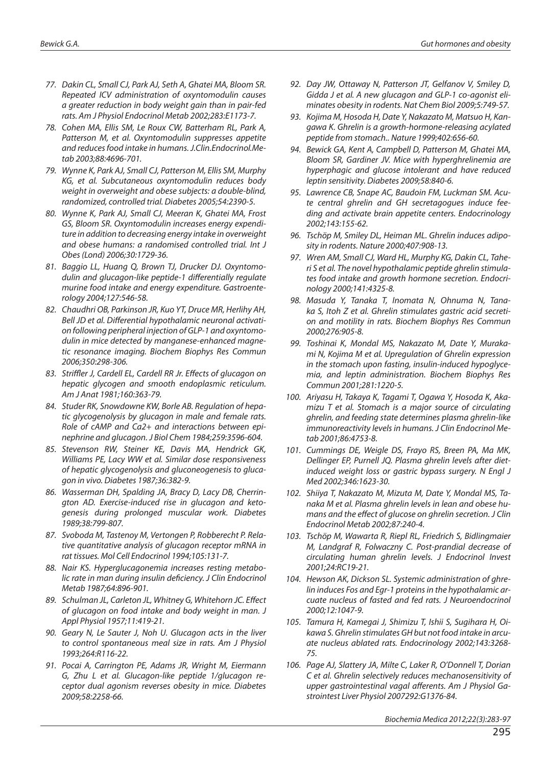77. Dakin CL, Small CJ, Park AJ, Seth A, Ghatei MA, Bloom SR. Repeated ICV administration of oxyntomodulin causes a greater reduction in body weight gain than in pair-fed rats. Am J Physiol Endocrinol Metab 2002;283:E1173-7.
78. Cohen MA, Ellis SM, Le Roux CW, Batterham RL, Park A, Patterson M, et al. Oxyntomodulin suppresses appetite and reduces food intake in humans. J.Clin.Endocrinol.Metab 2003;88:4696-701.
79. Wynne K, Park AJ, Small CJ, Patterson M, Ellis SM, Murphy KG, et al. Subcutaneous oxyntomodulin reduces body weight in overweight and obese subjects: a double-blind, randomized, controlled trial. Diabetes 2005;54:2390-5.
80. Wynne K, Park AJ, Small CJ, Meeran K, Ghatei MA, Frost GS, Bloom SR. Oxyntomodulin increases energy expenditure in addition to decreasing energy intake in overweight and obese humans: a randomised controlled trial. Int J Obes (Lond) 2006;30:1729-36.
81. Baggio LL, Huang Q, Brown TJ, Drucker DJ. Oxyntomodulin and glucagon-like peptide-1 differentially regulate murine food intake and energy expenditure. Gastroenterology 2004;127:546-58.
82. Chaudhri OB, Parkinson JR, Kuo YT, Druce MR, Herlihy AH, Bell JD et al. Differential hypothalamic neuronal activation following peripheral injection of GLP-1 and oxyntomodulin in mice detected by manganese-enhanced magnetic resonance imaging. Biochem Biophys Res Commun 2006;350:298-306.
83. Striffler J, Cardell EL, Cardell RR Jr. Effects of glucagon on hepatic glycogen and smooth endoplasmic reticulum. Am J Anat 1981;160:363-79.
84. Studer RK, Snowdowne KW, Borle AB. Regulation of hepatic glycogenolysis by glucagon in male and female rats. Role of cAMP and Ca2+ and interactions between epinephrine and glucagon. J Biol Chem 1984;259:3596-604.
85. Stevenson RW, Steiner KE, Davis MA, Hendrick GK, Williams PE, Lacy WW et al. Similar dose responsiveness of hepatic glycogenolysis and gluconeogenesis to glucagon in vivo. Diabetes 1987;36:382-9.
86. Wasserman DH, Spalding JA, Bracy D, Lacy DB, Cherrington AD. Exercise-induced rise in glucagon and ketogenesis during prolonged muscular work. Diabetes 1989;38:799-807.
87. Svoboda M, Tastenoy M, Vertongen P, Robberecht P. Relative quantitative analysis of glucagon receptor mRNA in rat tissues. Mol Cell Endocrinol 1994;105:131-7.
88. Nair KS. Hyperglucagonemia increases resting metabolic rate in man during insulin deficiency. J Clin Endocrinol Metab 1987;64:896-901.
89. Schulman JL, Carleton JL, Whitney G, Whitehorn JC. Effect of glucagon on food intake and body weight in man. J Appl Physiol 1957;11:419-21.
90. Geary N, Le Sauter J, Noh U. Glucagon acts in the liver to control spontaneous meal size in rats. Am J Physiol 1993;264:R116-22.
91. Pocai A, Carrington PE, Adams JR, Wright M, Eiermann G, Zhu L et al. Glucagon-like peptide 1/glucagon receptor dual agonism reverses obesity in mice. Diabetes 2009;58:2258-66.
92. Day JW, Ottaway N, Patterson JT, Gelfanov V, Smiley D, Gidda J et al. A new glucagon and GLP-1 co-agonist eliminates obesity in rodents. Nat Chem Biol 2009;5:749-57.
93. Kojima M, Hosoda H, Date Y, Nakazato M, Matsuo H, Kangawa K. Ghrelin is a growth-hormone-releasing acylated peptide from stomach.. Nature 1999;402:656-60.
94. Bewick GA, Kent A, Campbell D, Patterson M, Ghatei MA, Bloom SR, Gardiner JV. Mice with hyperghrelinemia are hyperphagic and glucose intolerant and have reduced leptin sensitivity. Diabetes 2009;58:840-6.
95. Lawrence CB, Snape AC, Baudoin FM, Luckman SM. Acute central ghrelin and GH secretagogues induce feeding and activate brain appetite centers. Endocrinology 2002;143:155-62.
96. Tschöp M, Smiley DL, Heiman ML. Ghrelin induces adiposity in rodents. Nature 2000;407:908-13.
97. Wren AM, Small CJ, Ward HL, Murphy KG, Dakin CL, Taheri S et al. The novel hypothalamic peptide ghrelin stimulates food intake and growth hormone secretion. Endocrinology 2000;141:4325-8.
98. Masuda Y, Tanaka T, Inomata N, Ohnuma N, Tanaka S, Itoh Z et al. Ghrelin stimulates gastric acid secretion and motility in rats. Biochem Biophys Res Commun 2000;276:905-8.
99. Toshinai K, Mondal MS, Nakazato M, Date Y, Murakami N, Kojima M et al. Upregulation of Ghrelin expression in the stomach upon fasting, insulin-induced hypoglycemia, and leptin administration. Biochem Biophys Res Commun 2001;281:1220-5.
100. Ariyasu H, Takaya K, Tagami T, Ogawa Y, Hosoda K, Akamizu T et al. Stomach is a major source of circulating ghrelin, and feeding state determines plasma ghrelin-like immunoreactivity levels in humans. J Clin Endocrinol Metab 2001;86:4753-8.
101. Cummings DE, Weigle DS, Frayo RS, Breen PA, Ma MK, Dellinger EP, Purnell JQ. Plasma ghrelin levels after diet-induced weight loss or gastric bypass surgery. N Engl J Med 2002;346:1623-30.
102. Shiiya T, Nakazato M, Mizuta M, Date Y, Mondal MS, Tanaka M et al. Plasma ghrelin levels in lean and obese humans and the effect of glucose on ghrelin secretion. J Clin Endocrinol Metab 2002;87:240-4.
103. Tschöp M, Wawarta R, Riepl RL, Friedrich S, Bidlingmaier M, Landgraf R, Folwaczny C. Post-prandial decrease of circulating human ghrelin levels. J Endocrinol Invest 2001;24:RC19-21.
104. Hewson AK, Dickson SL. Systemic administration of ghrelin induces Fos and Egr-1 proteins in the hypothalamic arcuate nucleus of fasted and fed rats. J Neuroendocrinol 2000;12:1047-9.
105. Tamura H, Kamegai J, Shimizu T, Ishii S, Sugihara H, Oikawa S. Ghrelin stimulates GH but not food intake in arcuate nucleus ablated rats. Endocrinology 2002;143:3268-75.
106. Page AJ, Slattery JA, Milte C, Laker R, O'Donnell T, Dorian C et al. Ghrelin selectively reduces mechanosensitivity of upper gastrointestinal vagal afferents. Am J Physiol Gastrointest Liver Physiol 2007292:G1376-84.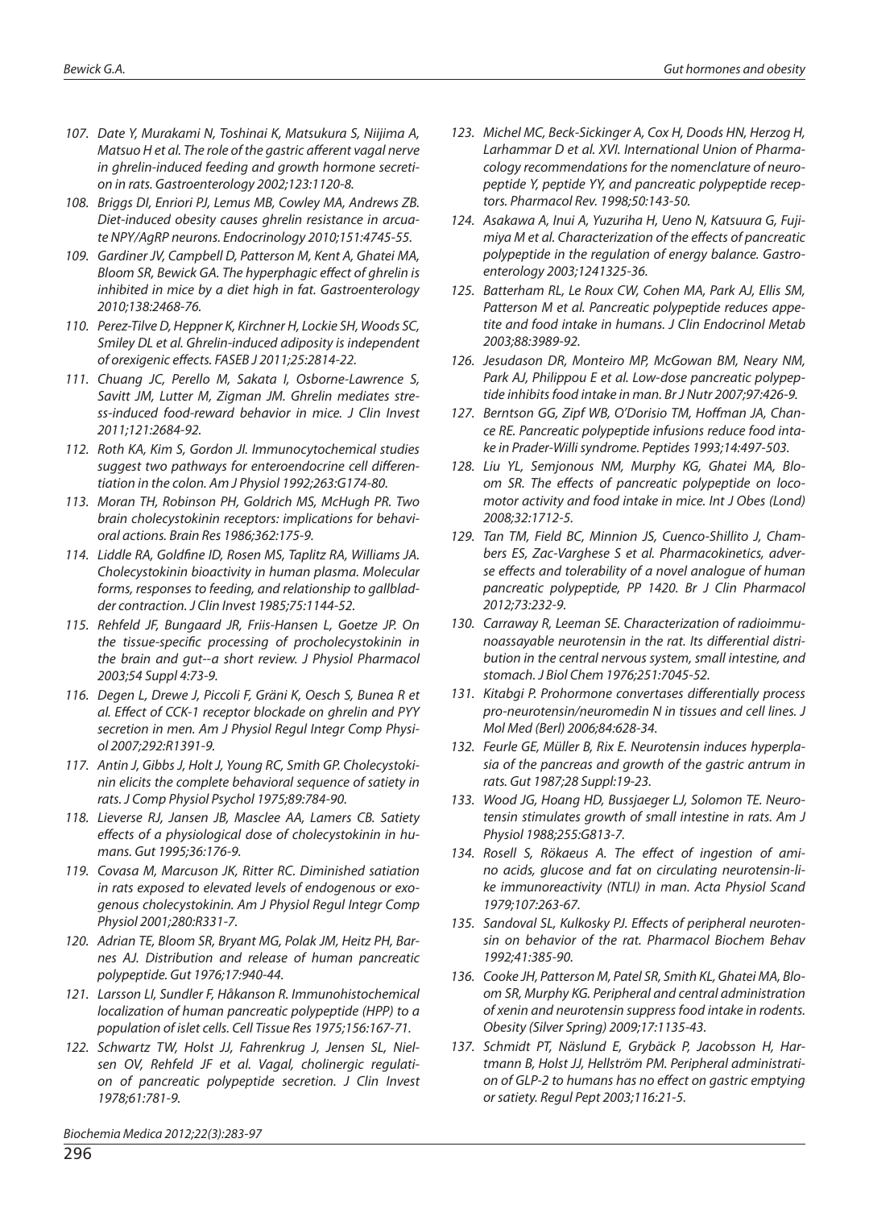107. Date Y, Murakami N, Toshinai K, Matsukura S, Niijima A, Matsuo H et al. The role of the gastric afferent vagal nerve in ghrelin-induced feeding and growth hormone secretion in rats. Gastroenterology 2002;123:1120-8.

108. Briggs DI, Enriori PJ, Lemus MB, Cowley MA, Andrews ZB. Diet-induced obesity causes ghrelin resistance in arcuate NPY/AgRP neurons. Endocrinology 2010;151:4745-55.

109. Gardiner JV, Campbell D, Patterson M, Kent A, Ghatei MA, Bloom SR, Bewick GA. The hyperphagic effect of ghrelin is inhibited in mice by a diet high in fat. Gastroenterology 2010;138:2468-76.

110. Perez-Tilve D, Heppner K, Kirchner H, Lockie SH, Woods SC, Smiley DL et al. Ghrelin-induced adiposity is independent of orexigenic effects. FASEB J 2011;25:2814-22.

111. Chuang JC, Perello M, Sakata I, Osborne-Lawrence S, Savitt JM, Lutter M, Zigman JM. Ghrelin mediates stress-induced food-reward behavior in mice. J Clin Invest 2011;121:2684-92.

112. Roth KA, Kim S, Gordon JI. Immunocytochemical studies suggest two pathways for enteroendocrine cell differentiation in the colon. Am J Physiol 1992;263:G174-80.

113. Moran TH, Robinson PH, Goldrich MS, McHugh PR. Two brain cholecystokinin receptors: implications for behavioral actions. Brain Res 1986;362:175-9.

114. Liddle RA, Goldfine ID, Rosen MS, Taplitz RA, Williams JA. Cholecystokinin bioactivity in human plasma. Molecular forms, responses to feeding, and relationship to gallbladder contraction. J Clin Invest 1985;75:1144-52.

115. Rehfeld JF, Bungaard JR, Friis-Hansen L, Goetze JP. On the tissue-specific processing of procholecystokinin in the brain and gut--a short review. J Physiol Pharmacol 2003;54 Suppl 4:73-9.

116. Degen L, Drewe J, Piccoli F, Gräni K, Oesch S, Bunea R et al. Effect of CCK-1 receptor blockade on ghrelin and PYY secretion in men. Am J Physiol Regul Integr Comp Physiol 2007;292:R1391-9.

117. Antin J, Gibbs J, Holt J, Young RC, Smith GP. Cholecystokinin elicits the complete behavioral sequence of satiety in rats. J Comp Physiol Psychol 1975;89:784-90.

118. Lieverse RJ, Jansen JB, Masclee AA, Lamers CB. Satiety effects of a physiological dose of cholecystokinin in humans. Gut 1995;36:176-9.

119. Covasa M, Marcuson JK, Ritter RC. Diminished satiation in rats exposed to elevated levels of endogenous or exogenous cholecystokinin. Am J Physiol Regul Integr Comp Physiol 2001;280:R331-7.

120. Adrian TE, Bloom SR, Bryant MG, Polak JM, Heitz PH, Barnes AJ. Distribution and release of human pancreatic polypeptide. Gut 1976;17:940-44.

121. Larsson LI, Sundler F, Håkanson R. Immunohistochemical localization of human pancreatic polypeptide (HPP) to a population of islet cells. Cell Tissue Res 1975;156:167-71.

122. Schwartz TW, Holst JJ, Fahrenkrug J, Jensen SL, Nielsen OV, Rehfeld JF et al. Vagal, cholinergic regulation of pancreatic polypeptide secretion. J Clin Invest 1978;61:781-9.

123. Michel MC, Beck-Sickinger A, Cox H, Doods HN, Herzog H, Larhammar D et al. XVI. International Union of Pharmacology recommendations for the nomenclature of neuropeptide Y, peptide YY, and pancreatic polypeptide receptors. Pharmacol Rev. 1998;50:143-50.

124. Asakawa A, Inui A, Yuzuriha H, Ueno N, Katsuura G, Fujimiya M et al. Characterization of the effects of pancreatic polypeptide in the regulation of energy balance. Gastroenterology 2003;1241325-36.

125. Batterham RL, Le Roux CW, Cohen MA, Park AJ, Ellis SM, Patterson M et al. Pancreatic polypeptide reduces appetite and food intake in humans. J Clin Endocrinol Metab 2003;88:3989-92.

126. Jesudason DR, Monteiro MP, McGowan BM, Neary NM, Park AJ, Philippou E et al. Low-dose pancreatic polypeptide inhibits food intake in man. Br J Nutr 2007;97:426-9.

127. Berntson GG, Zipf WB, O'Dorisio TM, Hoffman JA, Chance RE. Pancreatic polypeptide infusions reduce food intake in Prader-Willi syndrome. Peptides 1993;14:497-503.

128. Liu YL, Semjonous NM, Murphy KG, Ghatei MA, Bloom SR. The effects of pancreatic polypeptide on locomotor activity and food intake in mice. Int J Obes (Lond) 2008;32:1712-5.

129. Tan TM, Field BC, Minnion JS, Cuenco-Shillito J, Chambers ES, Zac-Varghese S et al. Pharmacokinetics, adverse effects and tolerability of a novel analogue of human pancreatic polypeptide, PP 1420. Br J Clin Pharmacol 2012;73:232-9.

130. Carraway R, Leeman SE. Characterization of radioimmunoassayable neurotensin in the rat. Its differential distribution in the central nervous system, small intestine, and stomach. J Biol Chem 1976;251:7045-52.

131. Kitabgi P. Prohormone convertases differentially process pro-neurotensin/neuromedin N in tissues and cell lines. J Mol Med (Berl) 2006;84:628-34.

132. Feurle GE, Müller B, Rix E. Neurotensin induces hyperplasia of the pancreas and growth of the gastric antrum in rats. Gut 1987;28 Suppl:19-23.

133. Wood JG, Hoang HD, Bussjaeger LJ, Solomon TE. Neurotensin stimulates growth of small intestine in rats. Am J Physiol 1988;255:G813-7.

134. Rosell S, Rökaeus A. The effect of ingestion of amino acids, glucose and fat on circulating neurotensin-like immunoreactivity (NTLI) in man. Acta Physiol Scand 1979;107:263-67.

135. Sandoval SL, Kulkosky PJ. Effects of peripheral neurotensin on behavior of the rat. Pharmacol Biochem Behav 1992;41:385-90.

136. Cooke JH, Patterson M, Patel SR, Smith KL, Ghatei MA, Bloom SR, Murphy KG. Peripheral and central administration of xenin and neurotensin suppress food intake in rodents. Obesity (Silver Spring) 2009;17:1135-43.

137. Schmidt PT, Näslund E, Grybäck P, Jacobsson H, Hartmann B, Holst JJ, Hellström PM. Peripheral administration of GLP-2 to humans has no effect on gastric emptying or satiety. Regul Pept 2003;116:21-5.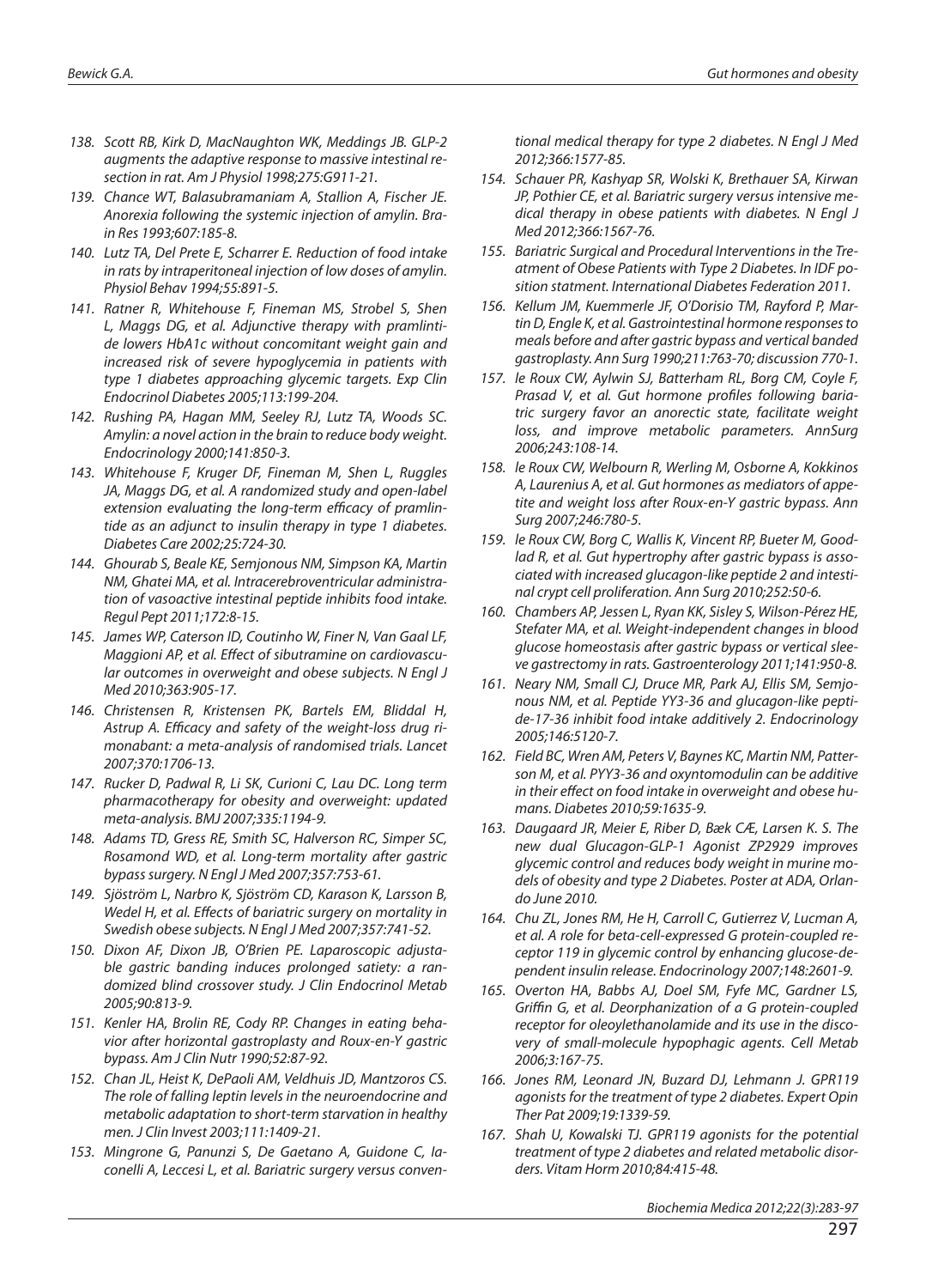138. Scott RB, Kirk D, MacNaughton WK, Meddings JB. GLP-2 augments the adaptive response to massive intestinal resection in rat. Am J Physiol 1998;275:G911-21.
139. Chance WT, Balasubramaniam A, Stallion A, Fischer JE. Anorexia following the systemic injection of amylin. Brain Res 1993;607:185-8.
140. Lutz TA, Del Prete E, Scharrer E. Reduction of food intake in rats by intraperitoneal injection of low doses of amylin. Physiol Behav 1994;55:891-5.
141. Ratner R, Whitehouse F, Fineman MS, Strobel S, Shen L, Maggs DG, et al. Adjunctive therapy with pramlintide lowers HbA1c without concomitant weight gain and increased risk of severe hypoglycemia in patients with type 1 diabetes approaching glycemic targets. Exp Clin Endocrinol Diabetes 2005;113:199-204.
142. Rushing PA, Hagan MM, Seeley RJ, Lutz TA, Woods SC. Amylin: a novel action in the brain to reduce body weight. Endocrinology 2000;141:850-3.
143. Whitehouse F, Kruger DF, Fineman M, Shen L, Ruggles JA, Maggs DG, et al. A randomized study and open-label extension evaluating the long-term efficacy of pramlintide as an adjunct to insulin therapy in type 1 diabetes. Diabetes Care 2002;25:724-30.
144. Ghourab S, Beale KE, Semjonous NM, Simpson KA, Martin NM, Ghatei MA, et al. Intracerebroventricular administration of vasoactive intestinal peptide inhibits food intake. Regul Pept 2011;172:8-15.
145. James WP, Caterson ID, Coutinho W, Finer N, Van Gaal LF, Maggioni AP, et al. Effect of sibutramine on cardiovascular outcomes in overweight and obese subjects. N Engl J Med 2010;363:905-17.
146. Christensen R, Kristensen PK, Bartels EM, Bliddal H, Astrup A. Efficacy and safety of the weight-loss drug rimonabant: a meta-analysis of randomised trials. Lancet 2007;370:1706-13.
147. Rucker D, Padwal R, Li SK, Curioni C, Lau DC. Long term pharmacotherapy for obesity and overweight: updated meta-analysis. BMJ 2007;335:1194-9.
148. Adams TD, Gress RE, Smith SC, Halverson RC, Simper SC, Rosamond WD, et al. Long-term mortality after gastric bypass surgery. N Engl J Med 2007;357:753-61.
149. Sjöström L, Narbro K, Sjöström CD, Karason K, Larsson B, Wedel H, et al. Effects of bariatric surgery on mortality in Swedish obese subjects. N Engl J Med 2007;357:741-52.
150. Dixon AF, Dixon JB, O'Brien PE. Laparoscopic adjustable gastric banding induces prolonged satiety: a randomized blind crossover study. J Clin Endocrinol Metab 2005;90:813-9.
151. Kenler HA, Brolin RE, Cody RP. Changes in eating behavior after horizontal gastroplasty and Roux-en-Y gastric bypass. Am J Clin Nutr 1990;52:87-92.
152. Chan JL, Heist K, DePaoli AM, Veldhuis JD, Mantzoros CS. The role of falling leptin levels in the neuroendocrine and metabolic adaptation to short-term starvation in healthy men. J Clin Invest 2003;111:1409-21.
153. Mingrone G, Panunzi S, De Gaetano A, Guidone C, Iaconelli A, Leccesi L, et al. Bariatric surgery versus conventional medical therapy for type 2 diabetes. N Engl J Med 2012;366:1577-85.
154. Schauer PR, Kashyap SR, Wolski K, Brethauer SA, Kirwan JP, Pothier CE, et al. Bariatric surgery versus intensive medical therapy in obese patients with diabetes. N Engl J Med 2012;366:1567-76.
155. Bariatric Surgical and Procedural Interventions in the Treatment of Obese Patients with Type 2 Diabetes. In IDF position statment. International Diabetes Federation 2011.
156. Kellum JM, Kuemmerle JF, O'Dorisio TM, Rayford P, Martin D, Engle K, et al. Gastrointestinal hormone responses to meals before and after gastric bypass and vertical banded gastroplasty. Ann Surg 1990;211:763-70; discussion 770-1.
157. le Roux CW, Aylwin SJ, Batterham RL, Borg CM, Coyle F, Prasad V, et al. Gut hormone profiles following bariatric surgery favor an anorectic state, facilitate weight loss, and improve metabolic parameters. AnnSurg 2006;243:108-14.
158. le Roux CW, Welbourn R, Werling M, Osborne A, Kokkinos A, Laurenius A, et al. Gut hormones as mediators of appetite and weight loss after Roux-en-Y gastric bypass. Ann Surg 2007;246:780-5.
159. le Roux CW, Borg C, Wallis K, Vincent RP, Bueter M, Goodlad R, et al. Gut hypertrophy after gastric bypass is associated with increased glucagon-like peptide 2 and intestinal crypt cell proliferation. Ann Surg 2010;252:50-6.
160. Chambers AP, Jessen L, Ryan KK, Sisley S, Wilson-Pérez HE, Stefater MA, et al. Weight-independent changes in blood glucose homeostasis after gastric bypass or vertical sleeve gastrectomy in rats. Gastroenterology 2011;141:950-8.
161. Neary NM, Small CJ, Druce MR, Park AJ, Ellis SM, Semjonous NM, et al. Peptide YY3-36 and glucagon-like peptide-17-36 inhibit food intake additively 2. Endocrinology 2005;146:5120-7.
162. Field BC, Wren AM, Peters V, Baynes KC, Martin NM, Patterson M, et al. PYY3-36 and oxyntomodulin can be additive in their effect on food intake in overweight and obese humans. Diabetes 2010;59:1635-9.
163. Daugaard JR, Meier E, Riber D, Bæk CÆ, Larsen K. S. The new dual Glucagon-GLP-1 Agonist ZP2929 improves glycemic control and reduces body weight in murine models of obesity and type 2 Diabetes. Poster at ADA, Orlando June 2010.
164. Chu ZL, Jones RM, He H, Carroll C, Gutierrez V, Lucman A, et al. A role for beta-cell-expressed G protein-coupled receptor 119 in glycemic control by enhancing glucose-dependent insulin release. Endocrinology 2007;148:2601-9.
165. Overton HA, Babbs AJ, Doel SM, Fyfe MC, Gardner LS, Griffin G, et al. Deorphanization of a G protein-coupled receptor for oleoylethanolamide and its use in the discovery of small-molecule hypophagic agents. Cell Metab 2006;3:167-75.
166. Jones RM, Leonard JN, Buzard DJ, Lehmann J. GPR119 agonists for the treatment of type 2 diabetes. Expert Opin Ther Pat 2009;19:1339-59.
167. Shah U, Kowalski TJ. GPR119 agonists for the potential treatment of type 2 diabetes and related metabolic disorders. Vitam Horm 2010;84:415-48.